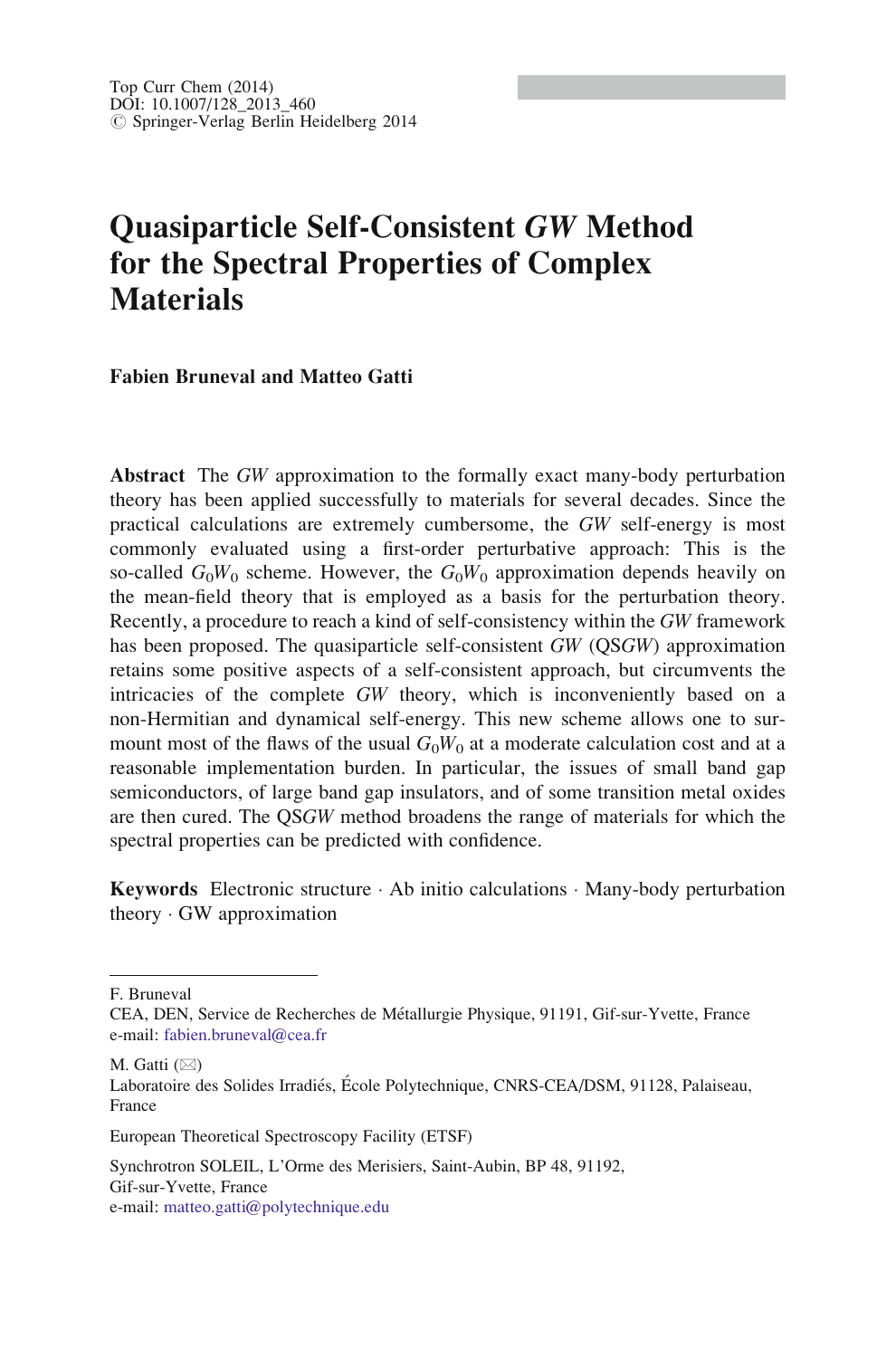Top Curr Chem (2014)
DOI: 10.1007/128_2013_460
© Springer-Verlag Berlin Heidelberg 2014

# Quasiparticle Self-Consistent *GW* Method for the Spectral Properties of Complex Materials

**Fabien Bruneval and Matteo Gatti**

**Abstract** The *GW* approximation to the formally exact many-body perturbation theory has been applied successfully to materials for several decades. Since the practical calculations are extremely cumbersome, the *GW* self-energy is most commonly evaluated using a first-order perturbative approach: This is the so-called $G_0W_0$ scheme. However, the $G_0W_0$ approximation depends heavily on the mean-field theory that is employed as a basis for the perturbation theory. Recently, a procedure to reach a kind of self-consistency within the *GW* framework has been proposed. The quasiparticle self-consistent *GW* (QS*GW*) approximation retains some positive aspects of a self-consistent approach, but circumvents the intricacies of the complete *GW* theory, which is inconveniently based on a non-Hermitian and dynamical self-energy. This new scheme allows one to surmount most of the flaws of the usual $G_0W_0$ at a moderate calculation cost and at a reasonable implementation burden. In particular, the issues of small band gap semiconductors, of large band gap insulators, and of some transition metal oxides are then cured. The QS*GW* method broadens the range of materials for which the spectral properties can be predicted with confidence.

**Keywords** Electronic structure · Ab initio calculations · Many-body perturbation theory · GW approximation

---

F. Bruneval
CEA, DEN, Service de Recherches de Métallurgie Physique, 91191, Gif-sur-Yvette, France
e-mail: fabien.bruneval@cea.fr

M. Gatti (✉)
Laboratoire des Solides Irradiés, École Polytechnique, CNRS-CEA/DSM, 91128, Palaiseau, France

European Theoretical Spectroscopy Facility (ETSF)

Synchrotron SOLEIL, L'Orme des Merisiers, Saint-Aubin, BP 48, 91192, Gif-sur-Yvette, France
e-mail: matteo.gatti@polytechnique.edu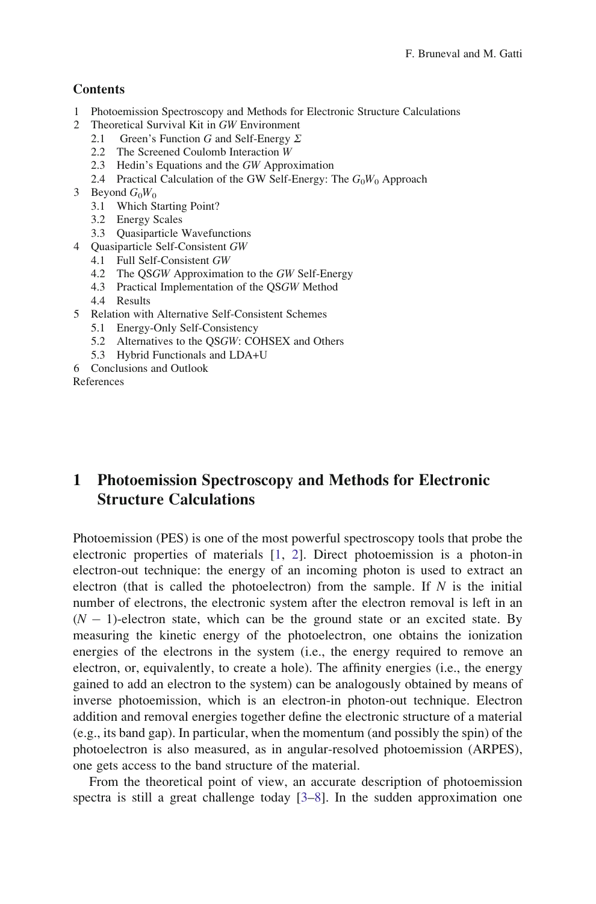## Contents

1 Photoemission Spectroscopy and Methods for Electronic Structure Calculations
2 Theoretical Survival Kit in *GW* Environment
  2.1 Green's Function *G* and Self-Energy $\Sigma$
  2.2 The Screened Coulomb Interaction *W*
  2.3 Hedin's Equations and the *GW* Approximation
  2.4 Practical Calculation of the GW Self-Energy: The $G_0W_0$ Approach
3 Beyond $G_0W_0$
  3.1 Which Starting Point?
  3.2 Energy Scales
  3.3 Quasiparticle Wavefunctions
4 Quasiparticle Self-Consistent *GW*
  4.1 Full Self-Consistent *GW*
  4.2 The QS*GW* Approximation to the *GW* Self-Energy
  4.3 Practical Implementation of the QS*GW* Method
  4.4 Results
5 Relation with Alternative Self-Consistent Schemes
  5.1 Energy-Only Self-Consistency
  5.2 Alternatives to the QS*GW*: COHSEX and Others
  5.3 Hybrid Functionals and LDA+U
6 Conclusions and Outlook
References

# 1 Photoemission Spectroscopy and Methods for Electronic Structure Calculations

Photoemission (PES) is one of the most powerful spectroscopy tools that probe the electronic properties of materials [1, 2]. Direct photoemission is a photon-in electron-out technique: the energy of an incoming photon is used to extract an electron (that is called the photoelectron) from the sample. If $N$ is the initial number of electrons, the electronic system after the electron removal is left in an $(N-1)$-electron state, which can be the ground state or an excited state. By measuring the kinetic energy of the photoelectron, one obtains the ionization energies of the electrons in the system (i.e., the energy required to remove an electron, or, equivalently, to create a hole). The affinity energies (i.e., the energy gained to add an electron to the system) can be analogously obtained by means of inverse photoemission, which is an electron-in photon-out technique. Electron addition and removal energies together define the electronic structure of a material (e.g., its band gap). In particular, when the momentum (and possibly the spin) of the photoelectron is also measured, as in angular-resolved photoemission (ARPES), one gets access to the band structure of the material.

From the theoretical point of view, an accurate description of photoemission spectra is still a great challenge today [3–8]. In the sudden approximation one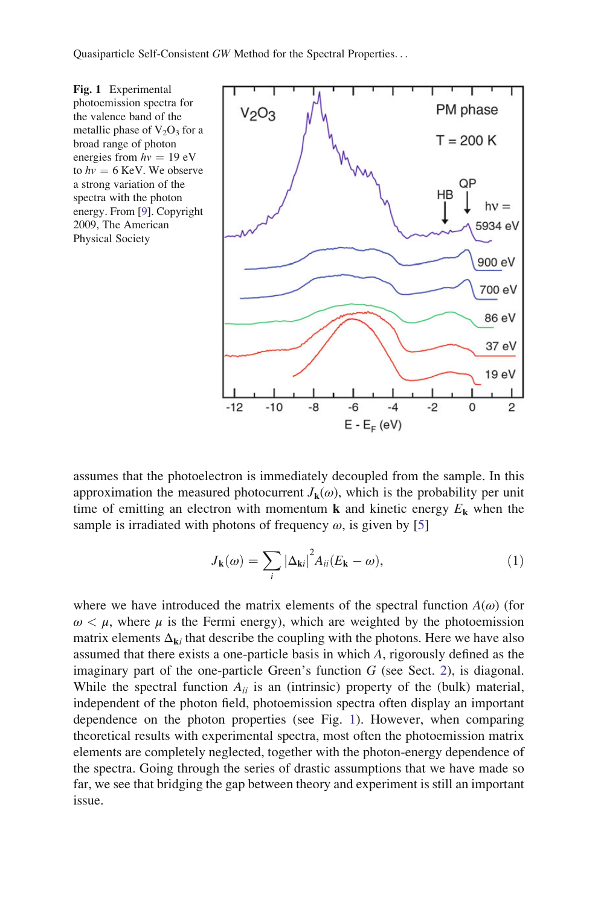**Fig. 1** Experimental photoemission spectra for the valence band of the metallic phase of $V_2O_3$ for a broad range of photon energies from $h\nu = 19$ eV to $h\nu = 6$ KeV. We observe a strong variation of the spectra with the photon energy. From [9]. Copyright 2009, The American Physical Society

assumes that the photoelectron is immediately decoupled from the sample. In this approximation the measured photocurrent $J_{\mathbf{k}}(\omega)$, which is the probability per unit time of emitting an electron with momentum $\mathbf{k}$ and kinetic energy $E_{\mathbf{k}}$ when the sample is irradiated with photons of frequency $\omega$, is given by [5]

$$J_{\mathbf{k}}(\omega) = \sum_i |\Delta_{\mathbf{k}i}|^2 A_{ii}(E_{\mathbf{k}} - \omega), \tag{1}$$

where we have introduced the matrix elements of the spectral function $A(\omega)$ (for $\omega < \mu$, where $\mu$ is the Fermi energy), which are weighted by the photoemission matrix elements $\Delta_{\mathbf{k}i}$ that describe the coupling with the photons. Here we have also assumed that there exists a one-particle basis in which $A$, rigorously defined as the imaginary part of the one-particle Green's function $G$ (see Sect. 2), is diagonal. While the spectral function $A_{ii}$ is an (intrinsic) property of the (bulk) material, independent of the photon field, photoemission spectra often display an important dependence on the photon properties (see Fig. 1). However, when comparing theoretical results with experimental spectra, most often the photoemission matrix elements are completely neglected, together with the photon-energy dependence of the spectra. Going through the series of drastic assumptions that we have made so far, we see that bridging the gap between theory and experiment is still an important issue.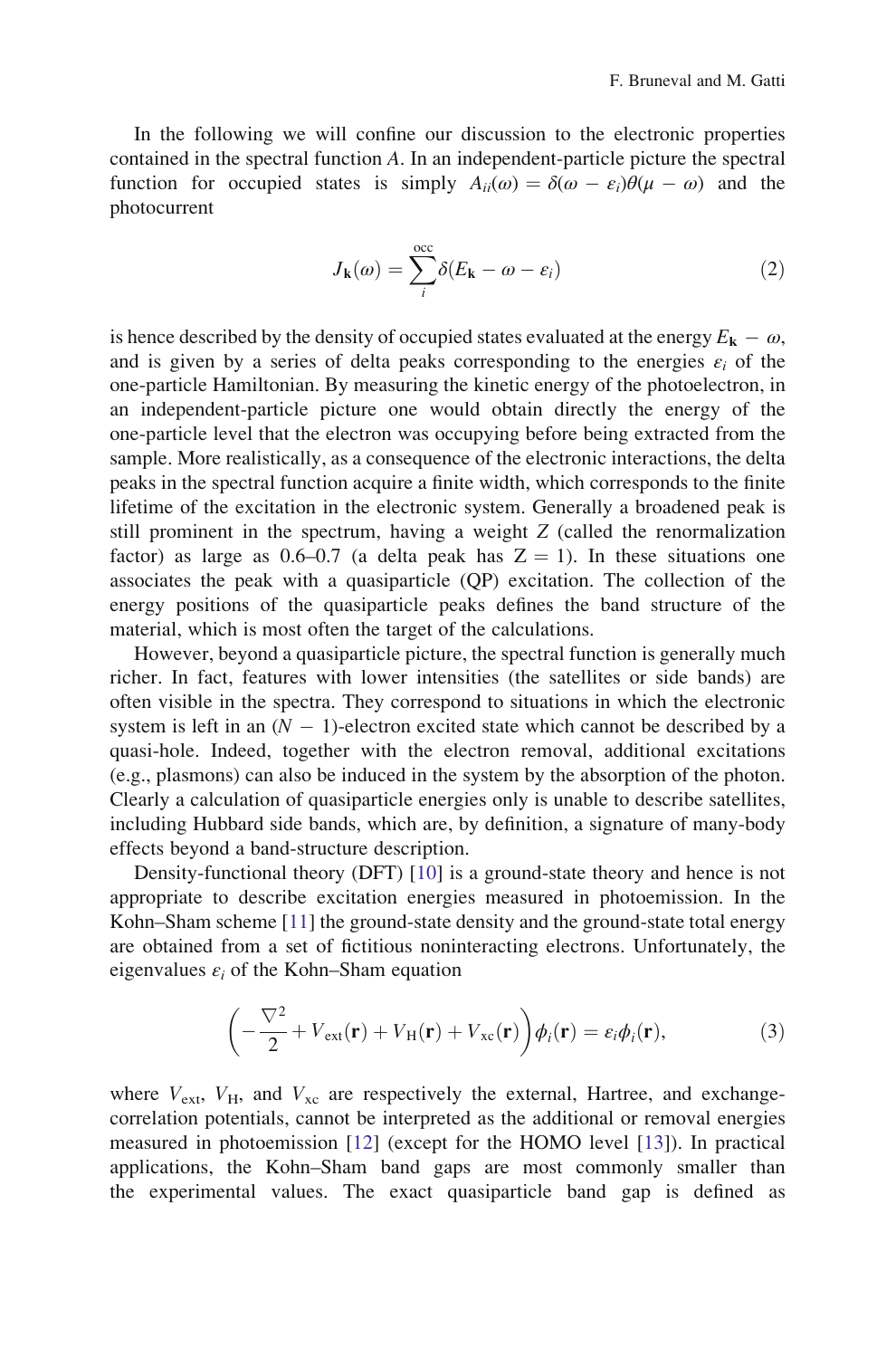In the following we will confine our discussion to the electronic properties contained in the spectral function $A$. In an independent-particle picture the spectral function for occupied states is simply $A_{ii}(\omega) = \delta(\omega - \varepsilon_i)\theta(\mu - \omega)$ and the photocurrent

$$J_{\mathbf{k}}(\omega) = \sum_{i}^{\text{occ}} \delta(E_{\mathbf{k}} - \omega - \varepsilon_i) \tag{2}$$

is hence described by the density of occupied states evaluated at the energy $E_{\mathbf{k}} - \omega$, and is given by a series of delta peaks corresponding to the energies $\varepsilon_i$ of the one-particle Hamiltonian. By measuring the kinetic energy of the photoelectron, in an independent-particle picture one would obtain directly the energy of the one-particle level that the electron was occupying before being extracted from the sample. More realistically, as a consequence of the electronic interactions, the delta peaks in the spectral function acquire a finite width, which corresponds to the finite lifetime of the excitation in the electronic system. Generally a broadened peak is still prominent in the spectrum, having a weight $Z$ (called the renormalization factor) as large as 0.6–0.7 (a delta peak has $Z = 1$). In these situations one associates the peak with a quasiparticle (QP) excitation. The collection of the energy positions of the quasiparticle peaks defines the band structure of the material, which is most often the target of the calculations.

However, beyond a quasiparticle picture, the spectral function is generally much richer. In fact, features with lower intensities (the satellites or side bands) are often visible in the spectra. They correspond to situations in which the electronic system is left in an $(N - 1)$-electron excited state which cannot be described by a quasi-hole. Indeed, together with the electron removal, additional excitations (e.g., plasmons) can also be induced in the system by the absorption of the photon. Clearly a calculation of quasiparticle energies only is unable to describe satellites, including Hubbard side bands, which are, by definition, a signature of many-body effects beyond a band-structure description.

Density-functional theory (DFT) [10] is a ground-state theory and hence is not appropriate to describe excitation energies measured in photoemission. In the Kohn–Sham scheme [11] the ground-state density and the ground-state total energy are obtained from a set of fictitious noninteracting electrons. Unfortunately, the eigenvalues $\varepsilon_i$ of the Kohn–Sham equation

$$\left( -\frac{\nabla^2}{2} + V_{\text{ext}}(\mathbf{r}) + V_{\text{H}}(\mathbf{r}) + V_{\text{xc}}(\mathbf{r}) \right) \phi_i(\mathbf{r}) = \varepsilon_i \phi_i(\mathbf{r}), \tag{3}$$

where $V_{\text{ext}}$, $V_{\text{H}}$, and $V_{\text{xc}}$ are respectively the external, Hartree, and exchange-correlation potentials, cannot be interpreted as the additional or removal energies measured in photoemission [12] (except for the HOMO level [13]). In practical applications, the Kohn–Sham band gaps are most commonly smaller than the experimental values. The exact quasiparticle band gap is defined as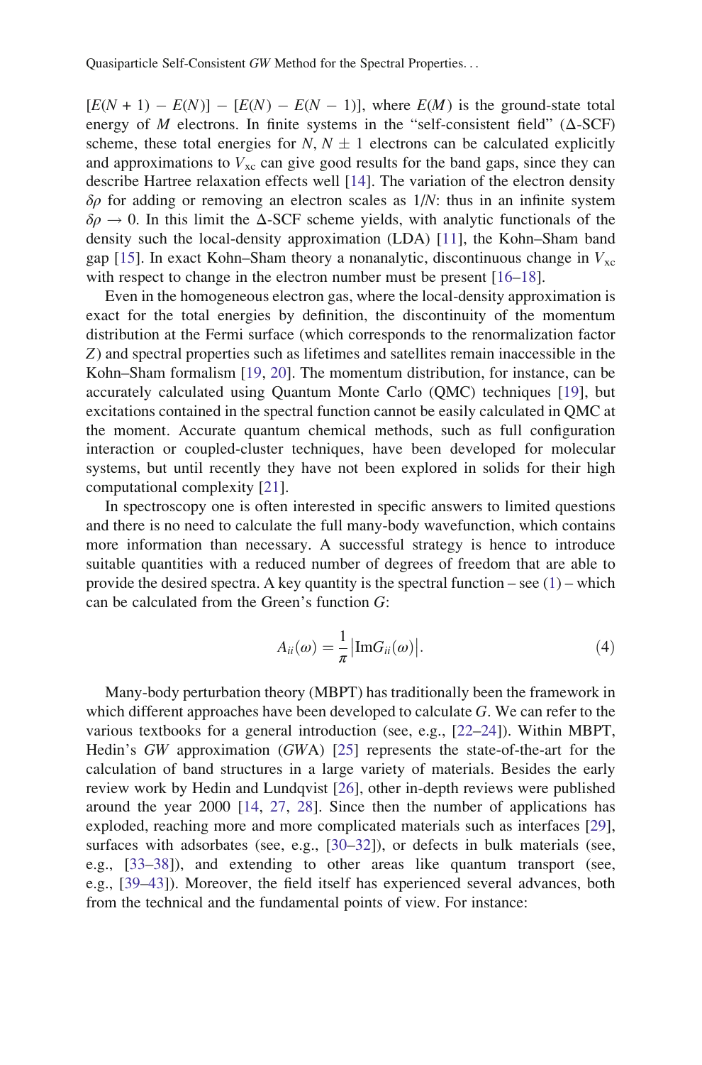$[E(N + 1) - E(N)] - [E(N) - E(N - 1)]$, where $E(M)$ is the ground-state total energy of $M$ electrons. In finite systems in the "self-consistent field" ($\Delta$-SCF) scheme, these total energies for $N$, $N \pm 1$ electrons can be calculated explicitly and approximations to $V_{\mathrm{xc}}$ can give good results for the band gaps, since they can describe Hartree relaxation effects well [14]. The variation of the electron density $\delta\rho$ for adding or removing an electron scales as $1/N$: thus in an infinite system $\delta\rho \to 0$. In this limit the $\Delta$-SCF scheme yields, with analytic functionals of the density such the local-density approximation (LDA) [11], the Kohn–Sham band gap [15]. In exact Kohn–Sham theory a nonanalytic, discontinuous change in $V_{\mathrm{xc}}$ with respect to change in the electron number must be present [16–18].

Even in the homogeneous electron gas, where the local-density approximation is exact for the total energies by definition, the discontinuity of the momentum distribution at the Fermi surface (which corresponds to the renormalization factor $Z$) and spectral properties such as lifetimes and satellites remain inaccessible in the Kohn–Sham formalism [19, 20]. The momentum distribution, for instance, can be accurately calculated using Quantum Monte Carlo (QMC) techniques [19], but excitations contained in the spectral function cannot be easily calculated in QMC at the moment. Accurate quantum chemical methods, such as full configuration interaction or coupled-cluster techniques, have been developed for molecular systems, but until recently they have not been explored in solids for their high computational complexity [21].

In spectroscopy one is often interested in specific answers to limited questions and there is no need to calculate the full many-body wavefunction, which contains more information than necessary. A successful strategy is hence to introduce suitable quantities with a reduced number of degrees of freedom that are able to provide the desired spectra. A key quantity is the spectral function – see (1) – which can be calculated from the Green's function $G$:

$$A_{ii}(\omega) = \frac{1}{\pi}\left|\mathrm{Im}G_{ii}(\omega)\right|. \tag{4}$$

Many-body perturbation theory (MBPT) has traditionally been the framework in which different approaches have been developed to calculate $G$. We can refer to the various textbooks for a general introduction (see, e.g., [22–24]). Within MBPT, Hedin's $GW$ approximation ($GW$A) [25] represents the state-of-the-art for the calculation of band structures in a large variety of materials. Besides the early review work by Hedin and Lundqvist [26], other in-depth reviews were published around the year 2000 [14, 27, 28]. Since then the number of applications has exploded, reaching more and more complicated materials such as interfaces [29], surfaces with adsorbates (see, e.g., [30–32]), or defects in bulk materials (see, e.g., [33–38]), and extending to other areas like quantum transport (see, e.g., [39–43]). Moreover, the field itself has experienced several advances, both from the technical and the fundamental points of view. For instance: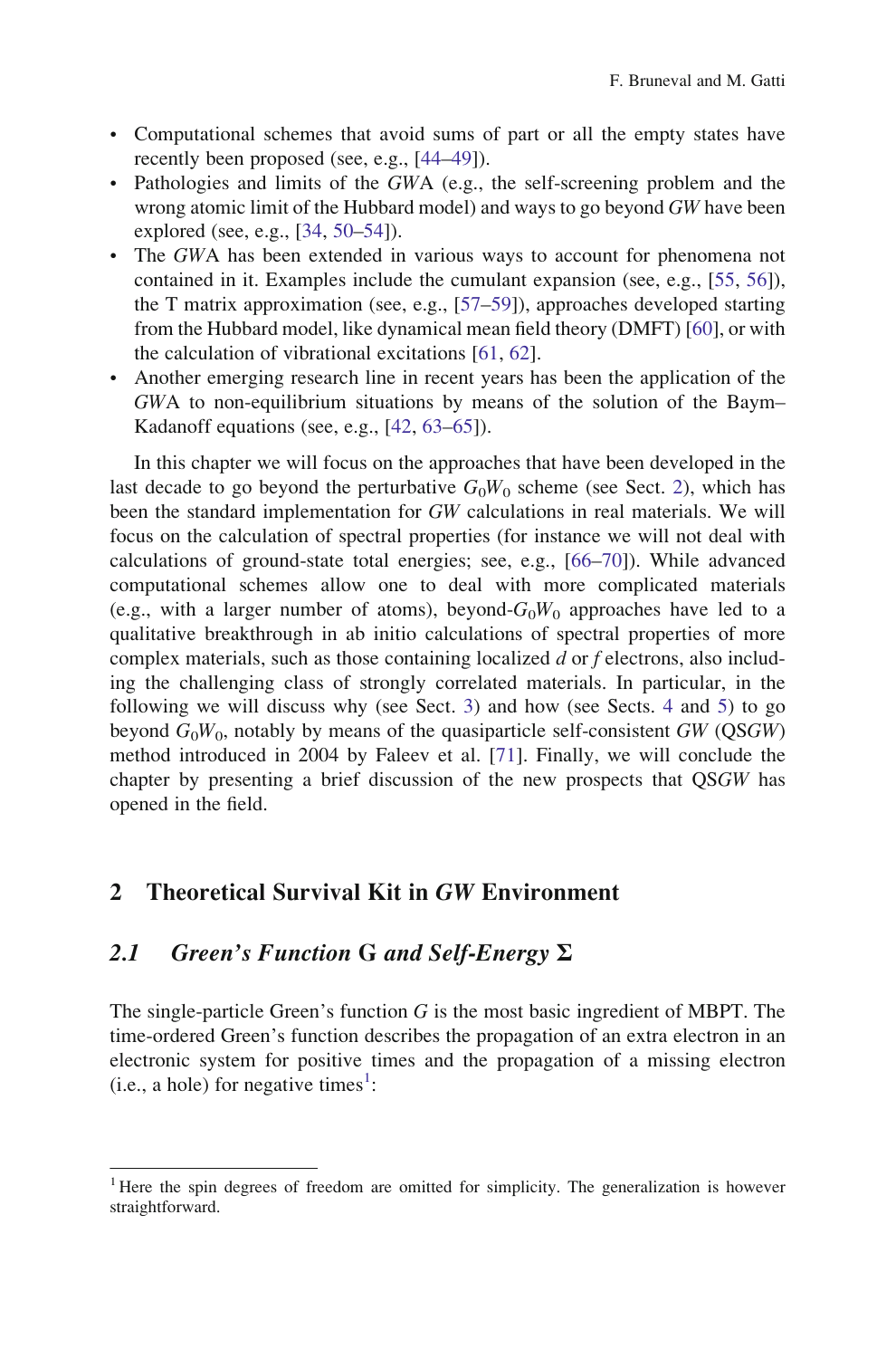- Computational schemes that avoid sums of part or all the empty states have recently been proposed (see, e.g., [44–49]).
- Pathologies and limits of the *GW*A (e.g., the self-screening problem and the wrong atomic limit of the Hubbard model) and ways to go beyond *GW* have been explored (see, e.g., [34, 50–54]).
- The *GW*A has been extended in various ways to account for phenomena not contained in it. Examples include the cumulant expansion (see, e.g., [55, 56]), the T matrix approximation (see, e.g., [57–59]), approaches developed starting from the Hubbard model, like dynamical mean field theory (DMFT) [60], or with the calculation of vibrational excitations [61, 62].
- Another emerging research line in recent years has been the application of the *GW*A to non-equilibrium situations by means of the solution of the Baym–Kadanoff equations (see, e.g., [42, 63–65]).

In this chapter we will focus on the approaches that have been developed in the last decade to go beyond the perturbative $G_0W_0$ scheme (see Sect. 2), which has been the standard implementation for *GW* calculations in real materials. We will focus on the calculation of spectral properties (for instance we will not deal with calculations of ground-state total energies; see, e.g., [66–70]). While advanced computational schemes allow one to deal with more complicated materials (e.g., with a larger number of atoms), beyond-$G_0W_0$ approaches have led to a qualitative breakthrough in ab initio calculations of spectral properties of more complex materials, such as those containing localized *d* or *f* electrons, also including the challenging class of strongly correlated materials. In particular, in the following we will discuss why (see Sect. 3) and how (see Sects. 4 and 5) to go beyond $G_0W_0$, notably by means of the quasiparticle self-consistent *GW* (QS*GW*) method introduced in 2004 by Faleev et al. [71]. Finally, we will conclude the chapter by presenting a brief discussion of the new prospects that QS*GW* has opened in the field.

## 2 Theoretical Survival Kit in *GW* Environment

### 2.1 *Green's Function* G *and Self-Energy* Σ

The single-particle Green's function *G* is the most basic ingredient of MBPT. The time-ordered Green's function describes the propagation of an extra electron in an electronic system for positive times and the propagation of a missing electron (i.e., a hole) for negative times[1]:

[1] Here the spin degrees of freedom are omitted for simplicity. The generalization is however straightforward.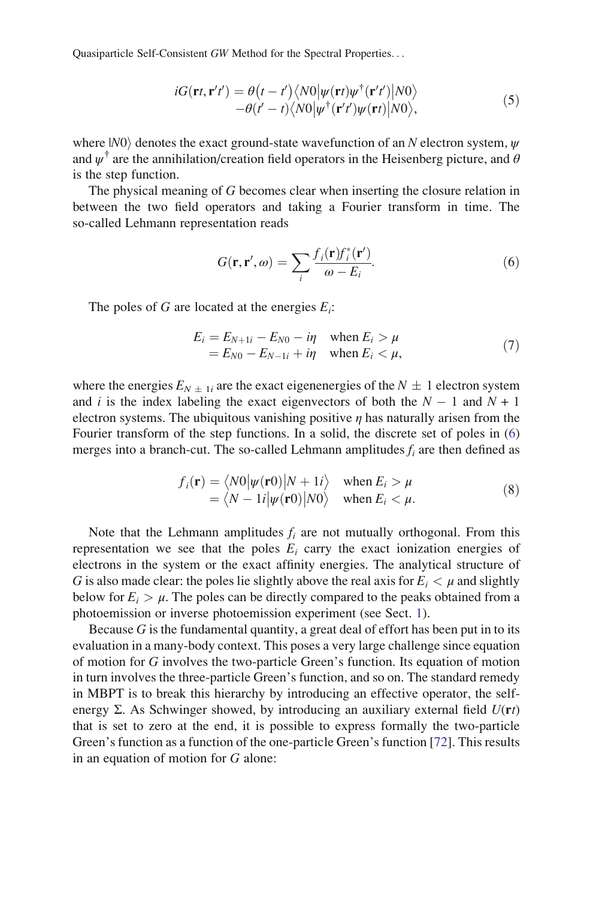$$iG(\mathbf{r}t, \mathbf{r}'t') = \theta(t-t')\langle N0|\psi(\mathbf{r}t)\psi^\dagger(\mathbf{r}'t')|N0\rangle \\ -\theta(t'-t)\langle N0|\psi^\dagger(\mathbf{r}'t')\psi(\mathbf{r}t)|N0\rangle, \tag{5}$$

where $|N0\rangle$ denotes the exact ground-state wavefunction of an $N$ electron system, $\psi$ and $\psi^\dagger$ are the annihilation/creation field operators in the Heisenberg picture, and $\theta$ is the step function.

The physical meaning of $G$ becomes clear when inserting the closure relation in between the two field operators and taking a Fourier transform in time. The so-called Lehmann representation reads

$$G(\mathbf{r}, \mathbf{r}', \omega) = \sum_i \frac{f_i(\mathbf{r}) f_i^*(\mathbf{r}')}{\omega - E_i}. \tag{6}$$

The poles of $G$ are located at the energies $E_i$:

$$E_i = E_{N+1i} - E_{N0} - i\eta \quad \text{when } E_i > \mu \\ = E_{N0} - E_{N-1i} + i\eta \quad \text{when } E_i < \mu, \tag{7}$$

where the energies $E_{N\pm 1i}$ are the exact eigenenergies of the $N \pm 1$ electron system and $i$ is the index labeling the exact eigenvectors of both the $N-1$ and $N+1$ electron systems. The ubiquitous vanishing positive $\eta$ has naturally arisen from the Fourier transform of the step functions. In a solid, the discrete set of poles in (6) merges into a branch-cut. The so-called Lehmann amplitudes $f_i$ are then defined as

$$f_i(\mathbf{r}) = \langle N0|\psi(\mathbf{r}0)|N+1i\rangle \quad \text{when } E_i > \mu \\ = \langle N-1i|\psi(\mathbf{r}0)|N0\rangle \quad \text{when } E_i < \mu. \tag{8}$$

Note that the Lehmann amplitudes $f_i$ are not mutually orthogonal. From this representation we see that the poles $E_i$ carry the exact ionization energies of electrons in the system or the exact affinity energies. The analytical structure of $G$ is also made clear: the poles lie slightly above the real axis for $E_i < \mu$ and slightly below for $E_i > \mu$. The poles can be directly compared to the peaks obtained from a photoemission or inverse photoemission experiment (see Sect. 1).

Because $G$ is the fundamental quantity, a great deal of effort has been put in to its evaluation in a many-body context. This poses a very large challenge since equation of motion for $G$ involves the two-particle Green's function. Its equation of motion in turn involves the three-particle Green's function, and so on. The standard remedy in MBPT is to break this hierarchy by introducing an effective operator, the self-energy $\Sigma$. As Schwinger showed, by introducing an auxiliary external field $U(\mathbf{r}t)$ that is set to zero at the end, it is possible to express formally the two-particle Green's function as a function of the one-particle Green's function [72]. This results in an equation of motion for $G$ alone: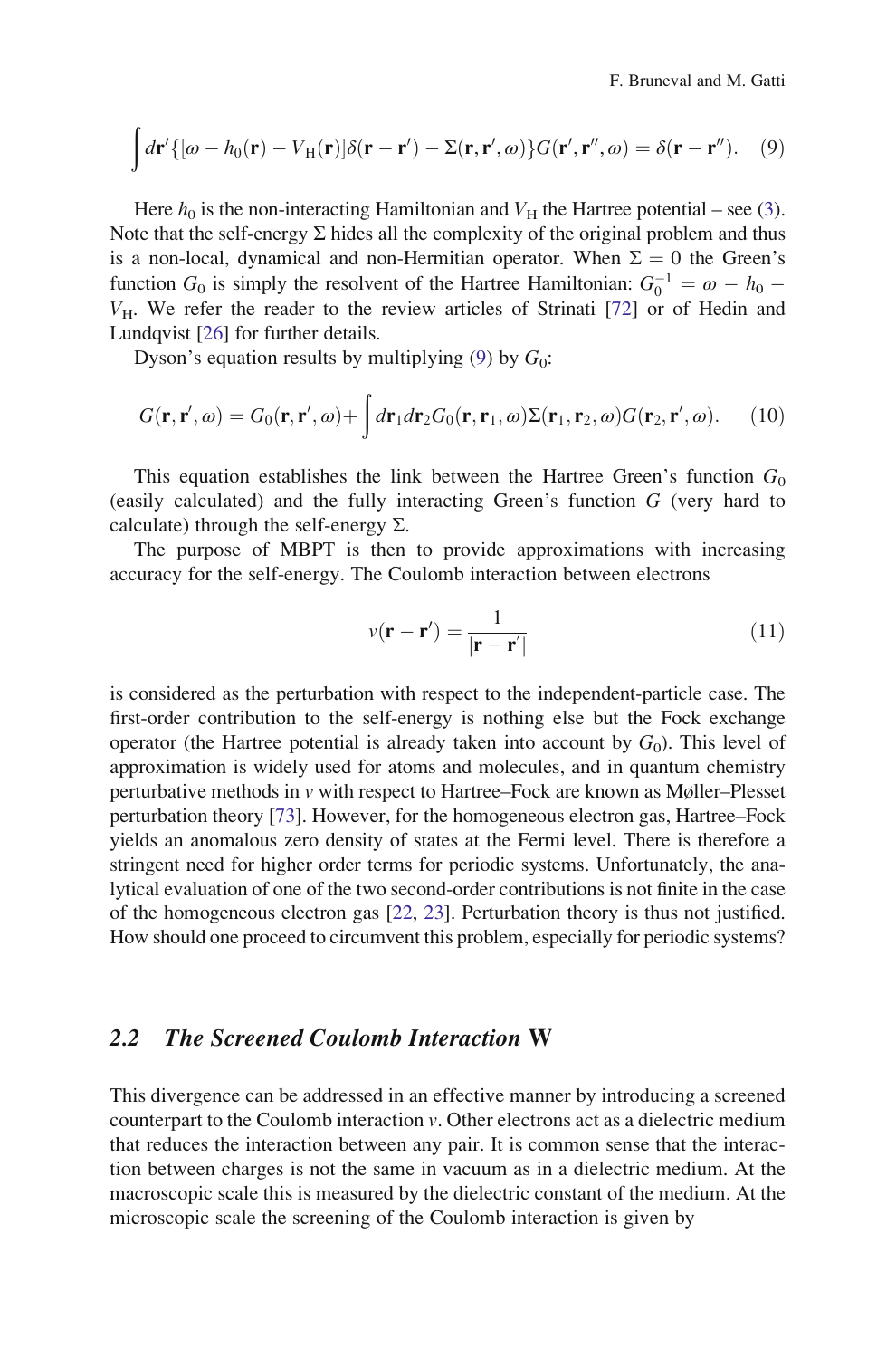$$\int d\mathbf{r}'\{[\omega - h_0(\mathbf{r}) - V_{\mathrm{H}}(\mathbf{r})]\delta(\mathbf{r}-\mathbf{r}') - \Sigma(\mathbf{r},\mathbf{r}',\omega)\}G(\mathbf{r}',\mathbf{r}'',\omega) = \delta(\mathbf{r}-\mathbf{r}''). \quad (9)$$

Here $h_0$ is the non-interacting Hamiltonian and $V_{\mathrm{H}}$ the Hartree potential – see (3). Note that the self-energy $\Sigma$ hides all the complexity of the original problem and thus is a non-local, dynamical and non-Hermitian operator. When $\Sigma = 0$ the Green's function $G_0$ is simply the resolvent of the Hartree Hamiltonian: $G_0^{-1} = \omega - h_0 - V_{\mathrm{H}}$. We refer the reader to the review articles of Strinati [72] or of Hedin and Lundqvist [26] for further details.

Dyson's equation results by multiplying (9) by $G_0$:

$$G(\mathbf{r},\mathbf{r}',\omega) = G_0(\mathbf{r},\mathbf{r}',\omega) + \int d\mathbf{r}_1 d\mathbf{r}_2 G_0(\mathbf{r},\mathbf{r}_1,\omega)\Sigma(\mathbf{r}_1,\mathbf{r}_2,\omega)G(\mathbf{r}_2,\mathbf{r}',\omega). \quad (10)$$

This equation establishes the link between the Hartree Green's function $G_0$ (easily calculated) and the fully interacting Green's function $G$ (very hard to calculate) through the self-energy $\Sigma$.

The purpose of MBPT is then to provide approximations with increasing accuracy for the self-energy. The Coulomb interaction between electrons

$$v(\mathbf{r}-\mathbf{r}') = \frac{1}{|\mathbf{r}-\mathbf{r}'|} \quad (11)$$

is considered as the perturbation with respect to the independent-particle case. The first-order contribution to the self-energy is nothing else but the Fock exchange operator (the Hartree potential is already taken into account by $G_0$). This level of approximation is widely used for atoms and molecules, and in quantum chemistry perturbative methods in $v$ with respect to Hartree–Fock are known as Møller–Plesset perturbation theory [73]. However, for the homogeneous electron gas, Hartree–Fock yields an anomalous zero density of states at the Fermi level. There is therefore a stringent need for higher order terms for periodic systems. Unfortunately, the analytical evaluation of one of the two second-order contributions is not finite in the case of the homogeneous electron gas [22, 23]. Perturbation theory is thus not justified. How should one proceed to circumvent this problem, especially for periodic systems?

## 2.2 The Screened Coulomb Interaction W

This divergence can be addressed in an effective manner by introducing a screened counterpart to the Coulomb interaction $v$. Other electrons act as a dielectric medium that reduces the interaction between any pair. It is common sense that the interaction between charges is not the same in vacuum as in a dielectric medium. At the macroscopic scale this is measured by the dielectric constant of the medium. At the microscopic scale the screening of the Coulomb interaction is given by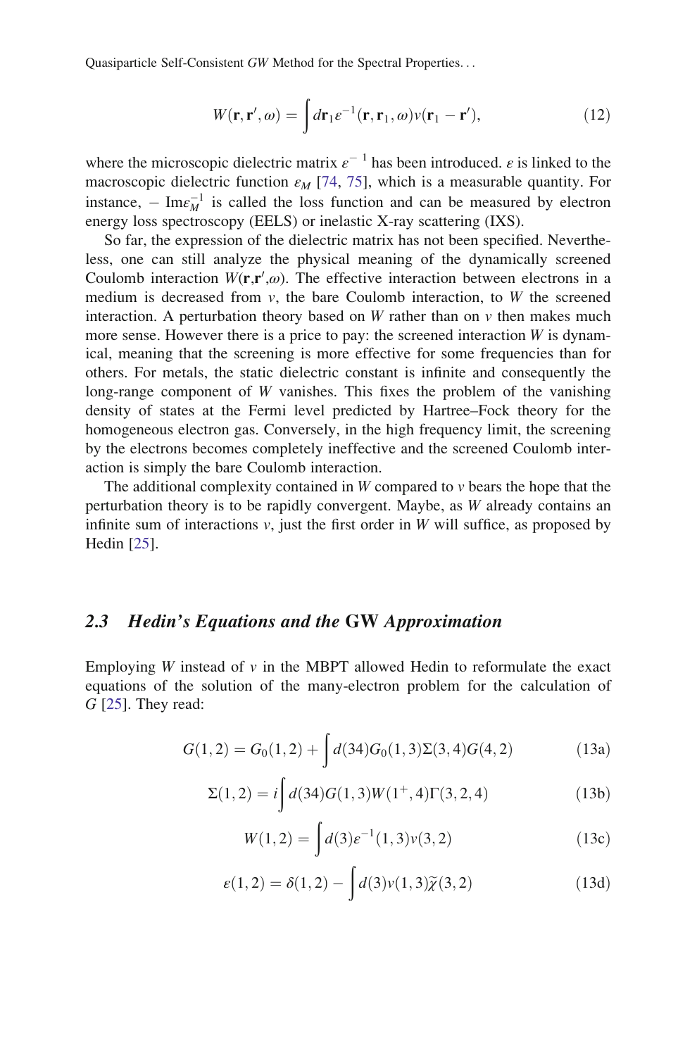$$W(\mathbf{r}, \mathbf{r}', \omega) = \int d\mathbf{r}_1 \varepsilon^{-1}(\mathbf{r}, \mathbf{r}_1, \omega) v(\mathbf{r}_1 - \mathbf{r}'), \tag{12}$$

where the microscopic dielectric matrix $\varepsilon^{-1}$ has been introduced. $\varepsilon$ is linked to the macroscopic dielectric function $\varepsilon_M$ [74, 75], which is a measurable quantity. For instance, $-\text{Im}\varepsilon_M^{-1}$ is called the loss function and can be measured by electron energy loss spectroscopy (EELS) or inelastic X-ray scattering (IXS).

So far, the expression of the dielectric matrix has not been specified. Nevertheless, one can still analyze the physical meaning of the dynamically screened Coulomb interaction $W(\mathbf{r},\mathbf{r}',\omega)$. The effective interaction between electrons in a medium is decreased from $v$, the bare Coulomb interaction, to $W$ the screened interaction. A perturbation theory based on $W$ rather than on $v$ then makes much more sense. However there is a price to pay: the screened interaction $W$ is dynamical, meaning that the screening is more effective for some frequencies than for others. For metals, the static dielectric constant is infinite and consequently the long-range component of $W$ vanishes. This fixes the problem of the vanishing density of states at the Fermi level predicted by Hartree–Fock theory for the homogeneous electron gas. Conversely, in the high frequency limit, the screening by the electrons becomes completely ineffective and the screened Coulomb interaction is simply the bare Coulomb interaction.

The additional complexity contained in $W$ compared to $v$ bears the hope that the perturbation theory is to be rapidly convergent. Maybe, as $W$ already contains an infinite sum of interactions $v$, just the first order in $W$ will suffice, as proposed by Hedin [25].

### 2.3 *Hedin's Equations and the* GW *Approximation*

Employing $W$ instead of $v$ in the MBPT allowed Hedin to reformulate the exact equations of the solution of the many-electron problem for the calculation of $G$ [25]. They read:

$$G(1,2) = G_0(1,2) + \int d(34) G_0(1,3)\Sigma(3,4)G(4,2) \tag{13a}$$

$$\Sigma(1,2) = i\int d(34) G(1,3)W(1^+,4)\Gamma(3,2,4) \tag{13b}$$

$$W(1,2) = \int d(3)\varepsilon^{-1}(1,3)v(3,2) \tag{13c}$$

$$\varepsilon(1,2) = \delta(1,2) - \int d(3) v(1,3)\widetilde{\chi}(3,2) \tag{13d}$$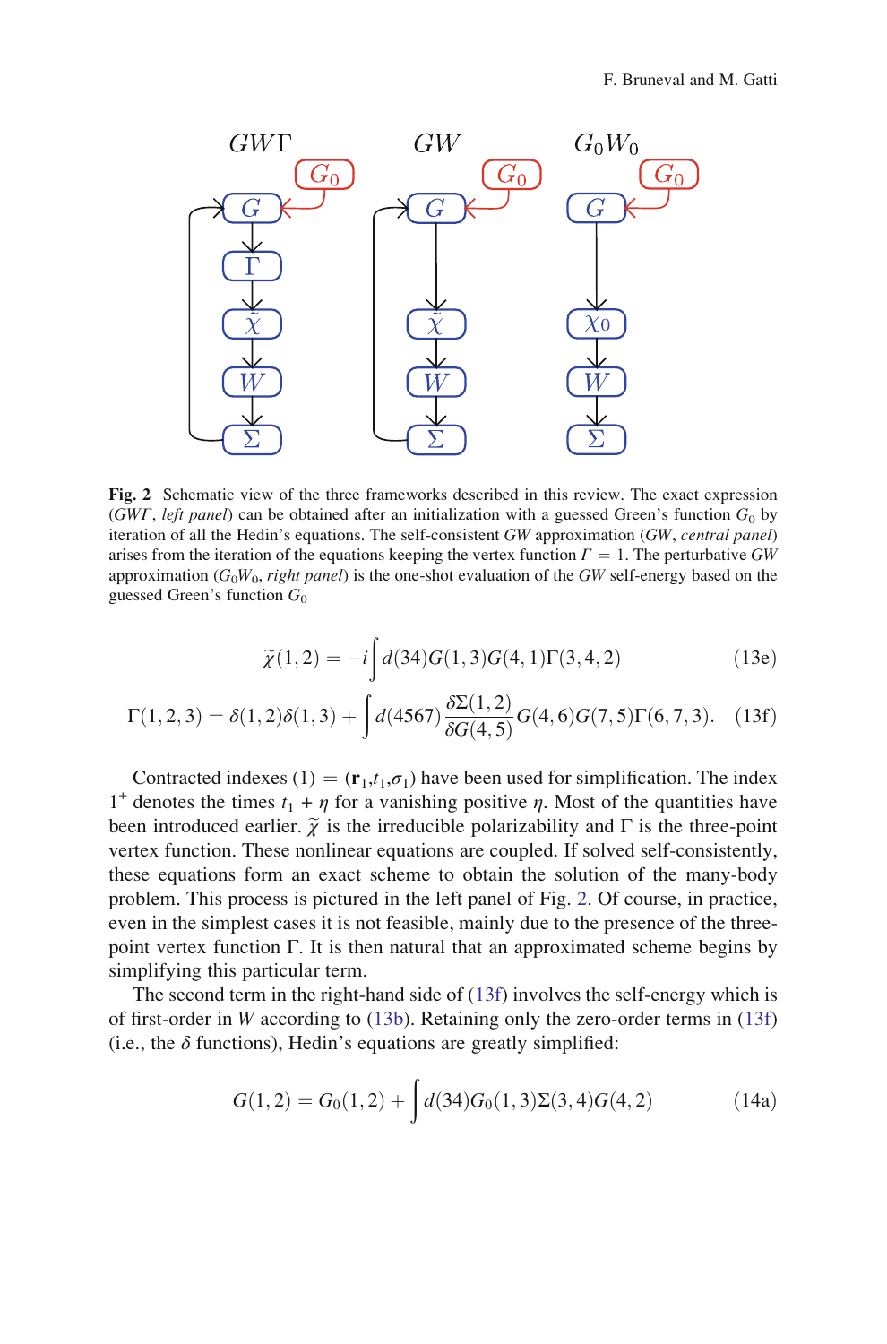**Fig. 2** Schematic view of the three frameworks described in this review. The exact expression (*GWΓ*, *left panel*) can be obtained after an initialization with a guessed Green's function $G_0$ by iteration of all the Hedin's equations. The self-consistent *GW* approximation (*GW*, *central panel*) arises from the iteration of the equations keeping the vertex function $\Gamma = 1$. The perturbative *GW* approximation ($G_0W_0$, *right panel*) is the one-shot evaluation of the *GW* self-energy based on the guessed Green's function $G_0$

$$\tilde{\chi}(1,2) = -i\int d(34)G(1,3)G(4,1)\Gamma(3,4,2) \tag{13e}$$

$$\Gamma(1,2,3) = \delta(1,2)\delta(1,3) + \int d(4567)\frac{\delta\Sigma(1,2)}{\delta G(4,5)}G(4,6)G(7,5)\Gamma(6,7,3). \tag{13f}$$

Contracted indexes $(1) = (\mathbf{r}_1, t_1, \sigma_1)$ have been used for simplification. The index $1^+$ denotes the times $t_1 + \eta$ for a vanishing positive $\eta$. Most of the quantities have been introduced earlier. $\tilde{\chi}$ is the irreducible polarizability and $\Gamma$ is the three-point vertex function. These nonlinear equations are coupled. If solved self-consistently, these equations form an exact scheme to obtain the solution of the many-body problem. This process is pictured in the left panel of Fig. 2. Of course, in practice, even in the simplest cases it is not feasible, mainly due to the presence of the three-point vertex function $\Gamma$. It is then natural that an approximated scheme begins by simplifying this particular term.

The second term in the right-hand side of (13f) involves the self-energy which is of first-order in $W$ according to (13b). Retaining only the zero-order terms in (13f) (i.e., the $\delta$ functions), Hedin's equations are greatly simplified:

$$G(1,2) = G_0(1,2) + \int d(34)G_0(1,3)\Sigma(3,4)G(4,2) \tag{14a}$$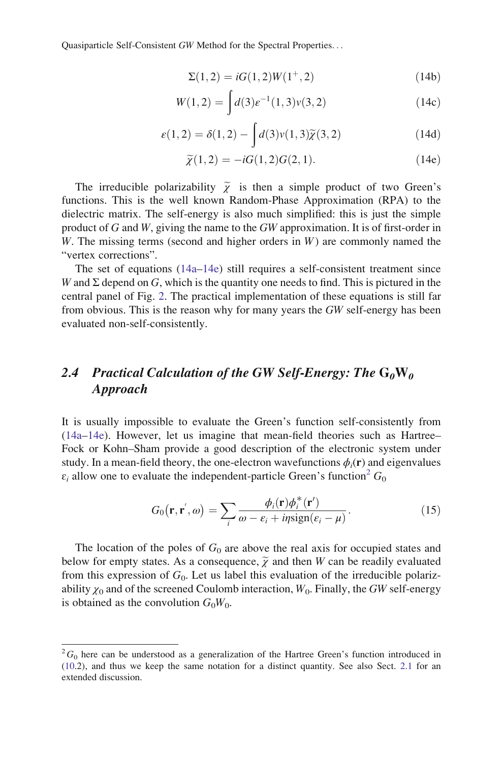$$\Sigma(1,2) = iG(1,2)W(1^+,2) \tag{14b}$$

$$W(1,2) = \int d(3)\varepsilon^{-1}(1,3)v(3,2) \tag{14c}$$

$$\varepsilon(1,2) = \delta(1,2) - \int d(3)v(1,3)\widetilde{\chi}(3,2) \tag{14d}$$

$$\widetilde{\chi}(1,2) = -iG(1,2)G(2,1). \tag{14e}$$

The irreducible polarizability $\widetilde{\chi}$ is then a simple product of two Green's functions. This is the well known Random-Phase Approximation (RPA) to the dielectric matrix. The self-energy is also much simplified: this is just the simple product of $G$ and $W$, giving the name to the *GW* approximation. It is of first-order in $W$. The missing terms (second and higher orders in $W$) are commonly named the "vertex corrections".

The set of equations (14a–14e) still requires a self-consistent treatment since $W$ and $\Sigma$ depend on $G$, which is the quantity one needs to find. This is pictured in the central panel of Fig. 2. The practical implementation of these equations is still far from obvious. This is the reason why for many years the *GW* self-energy has been evaluated non-self-consistently.

## 2.4 Practical Calculation of the GW Self-Energy: The $G_0W_0$ Approach

It is usually impossible to evaluate the Green's function self-consistently from (14a–14e). However, let us imagine that mean-field theories such as Hartree–Fock or Kohn–Sham provide a good description of the electronic system under study. In a mean-field theory, the one-electron wavefunctions $\phi_i(\mathbf{r})$ and eigenvalues $\varepsilon_i$ allow one to evaluate the independent-particle Green's function[2] $G_0$

$$G_0(\mathbf{r},\mathbf{r}',\omega) = \sum_i \frac{\phi_i(\mathbf{r})\phi_i^*(\mathbf{r}')}{\omega - \varepsilon_i + i\eta\,\mathrm{sign}(\varepsilon_i - \mu)}. \tag{15}$$

The location of the poles of $G_0$ are above the real axis for occupied states and below for empty states. As a consequence, $\widetilde{\chi}$ and then $W$ can be readily evaluated from this expression of $G_0$. Let us label this evaluation of the irreducible polarizability $\chi_0$ and of the screened Coulomb interaction, $W_0$. Finally, the *GW* self-energy is obtained as the convolution $G_0W_0$.

---

[2] $G_0$ here can be understood as a generalization of the Hartree Green's function introduced in (10.2), and thus we keep the same notation for a distinct quantity. See also Sect. 2.1 for an extended discussion.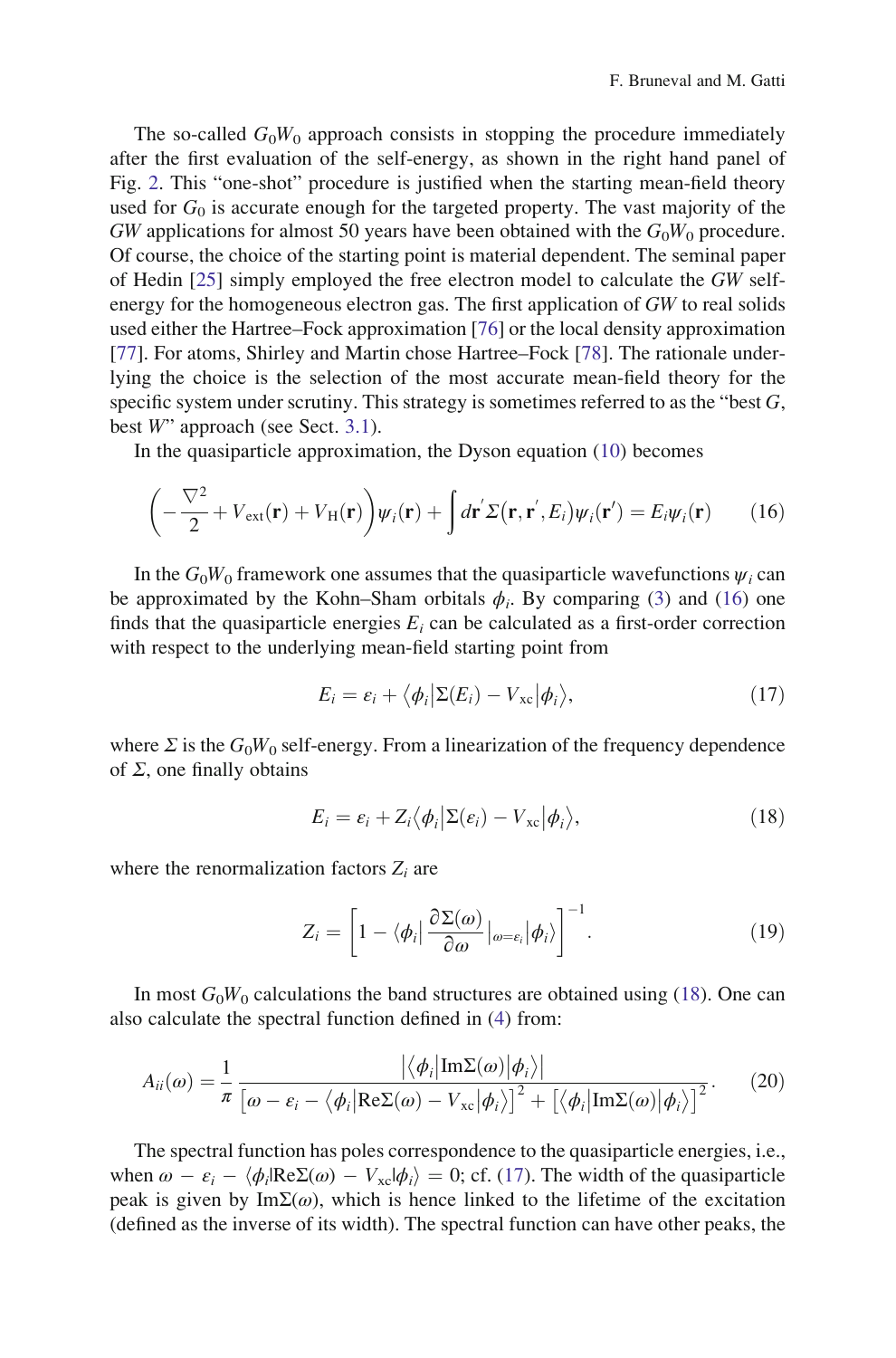The so-called $G_0W_0$ approach consists in stopping the procedure immediately after the first evaluation of the self-energy, as shown in the right hand panel of Fig. 2. This "one-shot" procedure is justified when the starting mean-field theory used for $G_0$ is accurate enough for the targeted property. The vast majority of the $GW$ applications for almost 50 years have been obtained with the $G_0W_0$ procedure. Of course, the choice of the starting point is material dependent. The seminal paper of Hedin [25] simply employed the free electron model to calculate the $GW$ self-energy for the homogeneous electron gas. The first application of $GW$ to real solids used either the Hartree–Fock approximation [76] or the local density approximation [77]. For atoms, Shirley and Martin chose Hartree–Fock [78]. The rationale underlying the choice is the selection of the most accurate mean-field theory for the specific system under scrutiny. This strategy is sometimes referred to as the "best $G$, best $W$" approach (see Sect. 3.1).

In the quasiparticle approximation, the Dyson equation (10) becomes

$$\left(-\frac{\nabla^2}{2} + V_{\text{ext}}(\mathbf{r}) + V_{\text{H}}(\mathbf{r})\right)\psi_i(\mathbf{r}) + \int d\mathbf{r}'\,\Sigma(\mathbf{r},\mathbf{r}',E_i)\psi_i(\mathbf{r}') = E_i\psi_i(\mathbf{r}) \tag{16}$$

In the $G_0W_0$ framework one assumes that the quasiparticle wavefunctions $\psi_i$ can be approximated by the Kohn–Sham orbitals $\phi_i$. By comparing (3) and (16) one finds that the quasiparticle energies $E_i$ can be calculated as a first-order correction with respect to the underlying mean-field starting point from

$$E_i = \varepsilon_i + \langle\phi_i|\Sigma(E_i) - V_{\text{xc}}|\phi_i\rangle, \tag{17}$$

where $\Sigma$ is the $G_0W_0$ self-energy. From a linearization of the frequency dependence of $\Sigma$, one finally obtains

$$E_i = \varepsilon_i + Z_i\langle\phi_i|\Sigma(\varepsilon_i) - V_{\text{xc}}|\phi_i\rangle, \tag{18}$$

where the renormalization factors $Z_i$ are

$$Z_i = \left[1 - \langle\phi_i|\frac{\partial\Sigma(\omega)}{\partial\omega}|_{\omega=\varepsilon_i}|\phi_i\rangle\right]^{-1}. \tag{19}$$

In most $G_0W_0$ calculations the band structures are obtained using (18). One can also calculate the spectral function defined in (4) from:

$$A_{ii}(\omega) = \frac{1}{\pi}\frac{|\langle\phi_i|\text{Im}\Sigma(\omega)|\phi_i\rangle|}{[\omega - \varepsilon_i - \langle\phi_i|\text{Re}\Sigma(\omega) - V_{\text{xc}}|\phi_i\rangle]^2 + [\langle\phi_i|\text{Im}\Sigma(\omega)|\phi_i\rangle]^2}. \tag{20}$$

The spectral function has poles correspondence to the quasiparticle energies, i.e., when $\omega - \varepsilon_i - \langle\phi_i|\text{Re}\Sigma(\omega) - V_{\text{xc}}|\phi_i\rangle = 0$; cf. (17). The width of the quasiparticle peak is given by $\text{Im}\Sigma(\omega)$, which is hence linked to the lifetime of the excitation (defined as the inverse of its width). The spectral function can have other peaks, the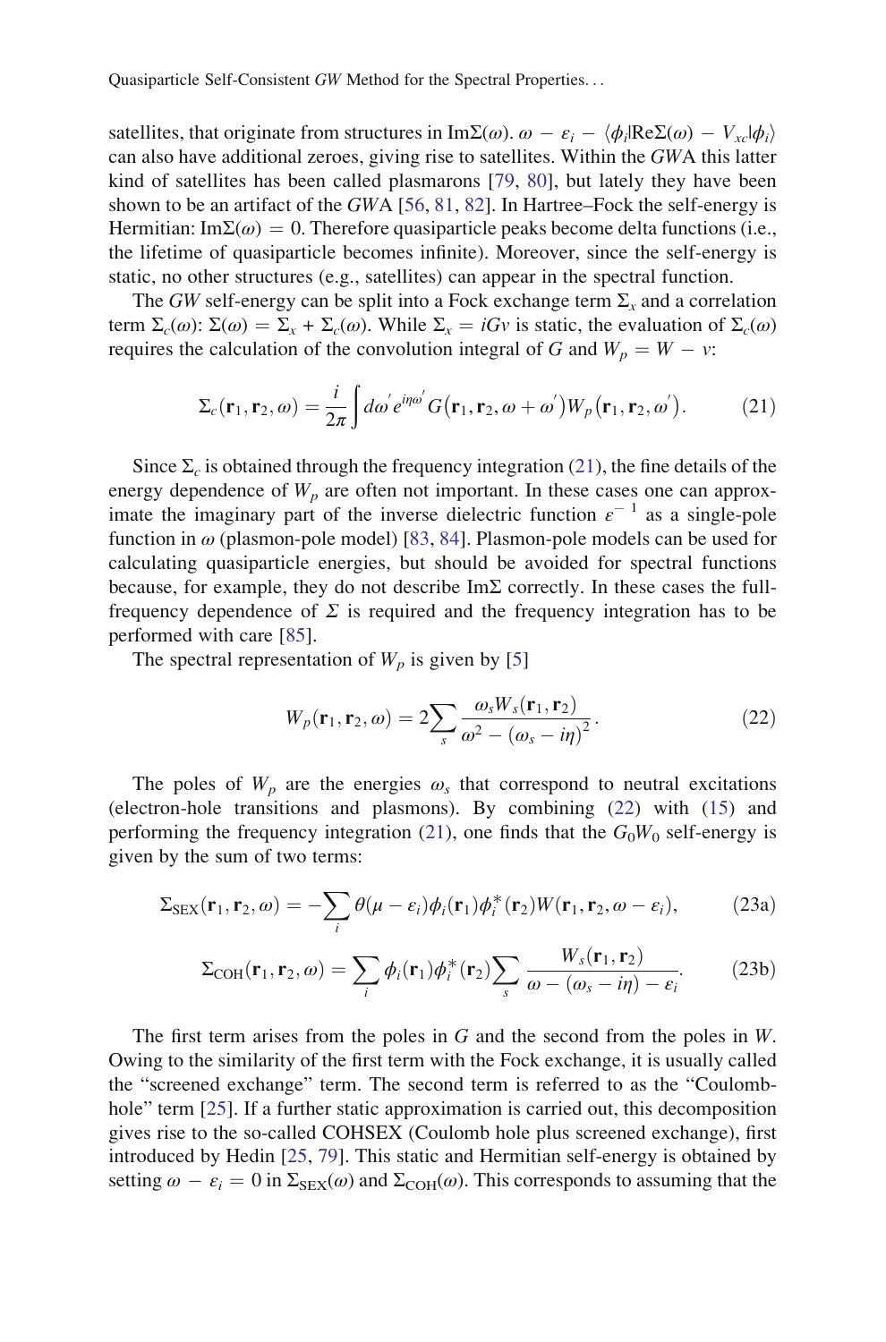satellites, that originate from structures in $\text{Im}\Sigma(\omega)$. $\omega - \varepsilon_i - \langle\phi_i|\text{Re}\Sigma(\omega) - V_{xc}|\phi_i\rangle$ can also have additional zeroes, giving rise to satellites. Within the $GW$A this latter kind of satellites has been called plasmarons [79, 80], but lately they have been shown to be an artifact of the $GW$A [56, 81, 82]. In Hartree–Fock the self-energy is Hermitian: $\text{Im}\Sigma(\omega) = 0$. Therefore quasiparticle peaks become delta functions (i.e., the lifetime of quasiparticle becomes infinite). Moreover, since the self-energy is static, no other structures (e.g., satellites) can appear in the spectral function.

The $GW$ self-energy can be split into a Fock exchange term $\Sigma_x$ and a correlation term $\Sigma_c(\omega)$: $\Sigma(\omega) = \Sigma_x + \Sigma_c(\omega)$. While $\Sigma_x = iGv$ is static, the evaluation of $\Sigma_c(\omega)$ requires the calculation of the convolution integral of $G$ and $W_p = W - v$:

$$\Sigma_c(\mathbf{r}_1, \mathbf{r}_2, \omega) = \frac{i}{2\pi}\int d\omega' e^{i\eta\omega'} G(\mathbf{r}_1, \mathbf{r}_2, \omega + \omega') W_p(\mathbf{r}_1, \mathbf{r}_2, \omega'). \tag{21}$$

Since $\Sigma_c$ is obtained through the frequency integration (21), the fine details of the energy dependence of $W_p$ are often not important. In these cases one can approximate the imaginary part of the inverse dielectric function $\varepsilon^{-1}$ as a single-pole function in $\omega$ (plasmon-pole model) [83, 84]. Plasmon-pole models can be used for calculating quasiparticle energies, but should be avoided for spectral functions because, for example, they do not describe $\text{Im}\Sigma$ correctly. In these cases the full-frequency dependence of $\Sigma$ is required and the frequency integration has to be performed with care [85].

The spectral representation of $W_p$ is given by [5]

$$W_p(\mathbf{r}_1, \mathbf{r}_2, \omega) = 2\sum_s \frac{\omega_s W_s(\mathbf{r}_1, \mathbf{r}_2)}{\omega^2 - (\omega_s - i\eta)^2}. \tag{22}$$

The poles of $W_p$ are the energies $\omega_s$ that correspond to neutral excitations (electron-hole transitions and plasmons). By combining (22) with (15) and performing the frequency integration (21), one finds that the $G_0W_0$ self-energy is given by the sum of two terms:

$$\Sigma_{\text{SEX}}(\mathbf{r}_1, \mathbf{r}_2, \omega) = -\sum_i \theta(\mu - \varepsilon_i)\phi_i(\mathbf{r}_1)\phi_i^*(\mathbf{r}_2)W(\mathbf{r}_1, \mathbf{r}_2, \omega - \varepsilon_i), \tag{23a}$$

$$\Sigma_{\text{COH}}(\mathbf{r}_1, \mathbf{r}_2, \omega) = \sum_i \phi_i(\mathbf{r}_1)\phi_i^*(\mathbf{r}_2)\sum_s \frac{W_s(\mathbf{r}_1, \mathbf{r}_2)}{\omega - (\omega_s - i\eta) - \varepsilon_i}. \tag{23b}$$

The first term arises from the poles in $G$ and the second from the poles in $W$. Owing to the similarity of the first term with the Fock exchange, it is usually called the "screened exchange" term. The second term is referred to as the "Coulomb-hole" term [25]. If a further static approximation is carried out, this decomposition gives rise to the so-called COHSEX (Coulomb hole plus screened exchange), first introduced by Hedin [25, 79]. This static and Hermitian self-energy is obtained by setting $\omega - \varepsilon_i = 0$ in $\Sigma_{\text{SEX}}(\omega)$ and $\Sigma_{\text{COH}}(\omega)$. This corresponds to assuming that the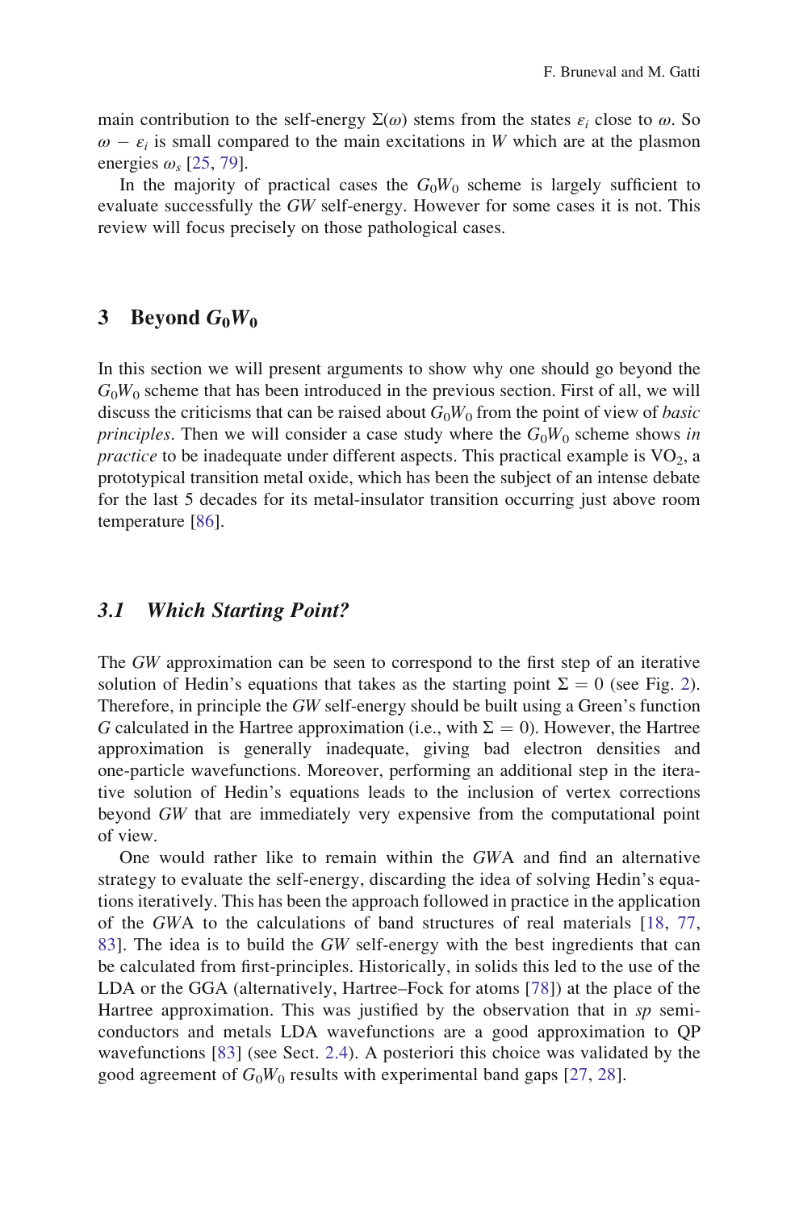main contribution to the self-energy $\Sigma(\omega)$ stems from the states $\varepsilon_i$ close to $\omega$. So $\omega - \varepsilon_i$ is small compared to the main excitations in $W$ which are at the plasmon energies $\omega_s$ [25, 79].

In the majority of practical cases the $G_0W_0$ scheme is largely sufficient to evaluate successfully the $GW$ self-energy. However for some cases it is not. This review will focus precisely on those pathological cases.

## 3 Beyond $G_0W_0$

In this section we will present arguments to show why one should go beyond the $G_0W_0$ scheme that has been introduced in the previous section. First of all, we will discuss the criticisms that can be raised about $G_0W_0$ from the point of view of *basic principles*. Then we will consider a case study where the $G_0W_0$ scheme shows *in practice* to be inadequate under different aspects. This practical example is $VO_2$, a prototypical transition metal oxide, which has been the subject of an intense debate for the last 5 decades for its metal-insulator transition occurring just above room temperature [86].

### 3.1 Which Starting Point?

The $GW$ approximation can be seen to correspond to the first step of an iterative solution of Hedin's equations that takes as the starting point $\Sigma = 0$ (see Fig. 2). Therefore, in principle the $GW$ self-energy should be built using a Green's function $G$ calculated in the Hartree approximation (i.e., with $\Sigma = 0$). However, the Hartree approximation is generally inadequate, giving bad electron densities and one-particle wavefunctions. Moreover, performing an additional step in the iterative solution of Hedin's equations leads to the inclusion of vertex corrections beyond $GW$ that are immediately very expensive from the computational point of view.

One would rather like to remain within the $GW$A and find an alternative strategy to evaluate the self-energy, discarding the idea of solving Hedin's equations iteratively. This has been the approach followed in practice in the application of the $GW$A to the calculations of band structures of real materials [18, 77, 83]. The idea is to build the $GW$ self-energy with the best ingredients that can be calculated from first-principles. Historically, in solids this led to the use of the LDA or the GGA (alternatively, Hartree–Fock for atoms [78]) at the place of the Hartree approximation. This was justified by the observation that in *sp* semiconductors and metals LDA wavefunctions are a good approximation to QP wavefunctions [83] (see Sect. 2.4). A posteriori this choice was validated by the good agreement of $G_0W_0$ results with experimental band gaps [27, 28].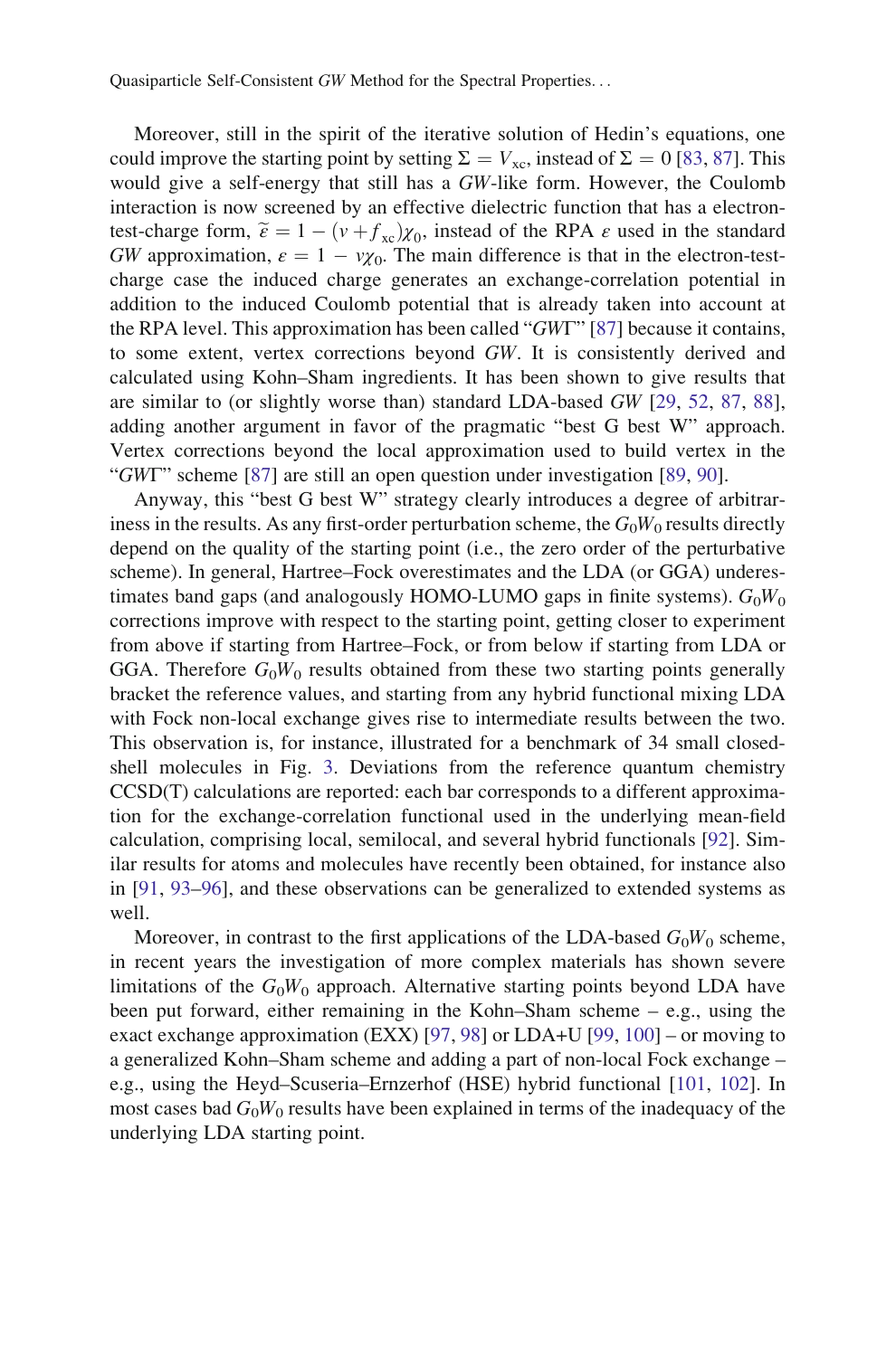Moreover, still in the spirit of the iterative solution of Hedin's equations, one could improve the starting point by setting $\Sigma = V_{xc}$, instead of $\Sigma = 0$ [83, 87]. This would give a self-energy that still has a *GW*-like form. However, the Coulomb interaction is now screened by an effective dielectric function that has a electron-test-charge form, $\widetilde{\varepsilon} = 1 - (v + f_{xc})\chi_0$, instead of the RPA $\varepsilon$ used in the standard *GW* approximation, $\varepsilon = 1 - v\chi_0$. The main difference is that in the electron-test-charge case the induced charge generates an exchange-correlation potential in addition to the induced Coulomb potential that is already taken into account at the RPA level. This approximation has been called "*GW*Γ" [87] because it contains, to some extent, vertex corrections beyond *GW*. It is consistently derived and calculated using Kohn–Sham ingredients. It has been shown to give results that are similar to (or slightly worse than) standard LDA-based *GW* [29, 52, 87, 88], adding another argument in favor of the pragmatic "best G best W" approach. Vertex corrections beyond the local approximation used to build vertex in the "*GW*Γ" scheme [87] are still an open question under investigation [89, 90].

Anyway, this "best G best W" strategy clearly introduces a degree of arbitrariness in the results. As any first-order perturbation scheme, the $G_0W_0$ results directly depend on the quality of the starting point (i.e., the zero order of the perturbative scheme). In general, Hartree–Fock overestimates and the LDA (or GGA) underestimates band gaps (and analogously HOMO-LUMO gaps in finite systems). $G_0W_0$ corrections improve with respect to the starting point, getting closer to experiment from above if starting from Hartree–Fock, or from below if starting from LDA or GGA. Therefore $G_0W_0$ results obtained from these two starting points generally bracket the reference values, and starting from any hybrid functional mixing LDA with Fock non-local exchange gives rise to intermediate results between the two. This observation is, for instance, illustrated for a benchmark of 34 small closed-shell molecules in Fig. 3. Deviations from the reference quantum chemistry CCSD(T) calculations are reported: each bar corresponds to a different approximation for the exchange-correlation functional used in the underlying mean-field calculation, comprising local, semilocal, and several hybrid functionals [92]. Similar results for atoms and molecules have recently been obtained, for instance also in [91, 93–96], and these observations can be generalized to extended systems as well.

Moreover, in contrast to the first applications of the LDA-based $G_0W_0$ scheme, in recent years the investigation of more complex materials has shown severe limitations of the $G_0W_0$ approach. Alternative starting points beyond LDA have been put forward, either remaining in the Kohn–Sham scheme – e.g., using the exact exchange approximation (EXX) [97, 98] or LDA+U [99, 100] – or moving to a generalized Kohn–Sham scheme and adding a part of non-local Fock exchange – e.g., using the Heyd–Scuseria–Ernzerhof (HSE) hybrid functional [101, 102]. In most cases bad $G_0W_0$ results have been explained in terms of the inadequacy of the underlying LDA starting point.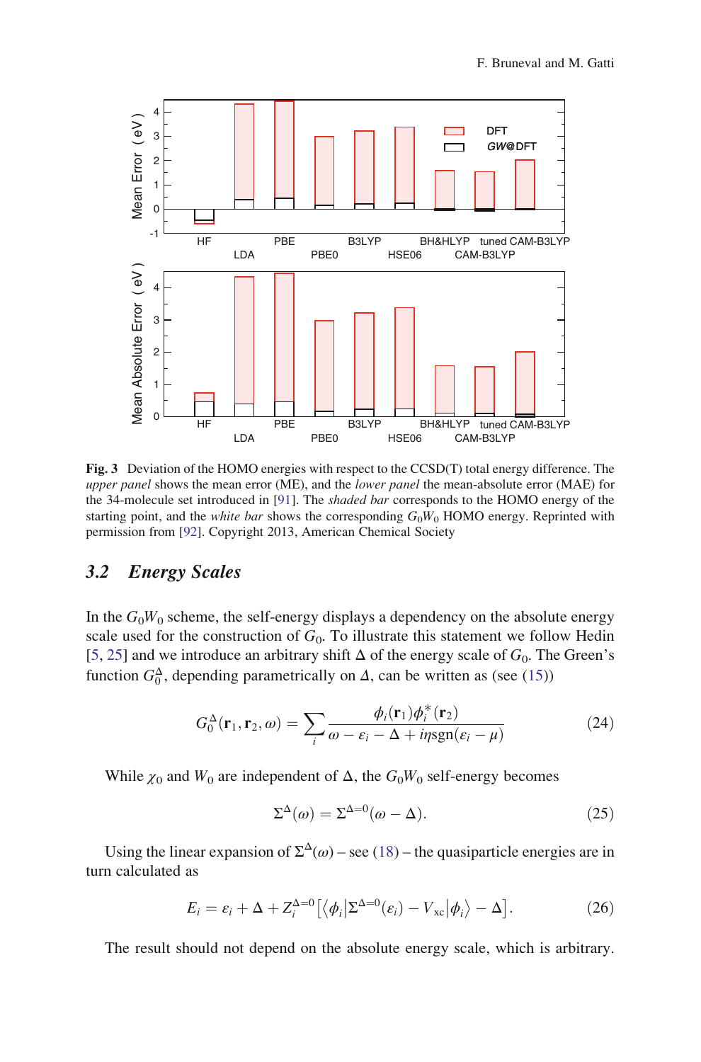**Fig. 3** Deviation of the HOMO energies with respect to the CCSD(T) total energy difference. The *upper panel* shows the mean error (ME), and the *lower panel* the mean-absolute error (MAE) for the 34-molecule set introduced in [91]. The *shaded bar* corresponds to the HOMO energy of the starting point, and the *white bar* shows the corresponding $G_0W_0$ HOMO energy. Reprinted with permission from [92]. Copyright 2013, American Chemical Society

## 3.2 Energy Scales

In the $G_0W_0$ scheme, the self-energy displays a dependency on the absolute energy scale used for the construction of $G_0$. To illustrate this statement we follow Hedin [5, 25] and we introduce an arbitrary shift $\Delta$ of the energy scale of $G_0$. The Green's function $G_0^{\Delta}$, depending parametrically on $\Delta$, can be written as (see (15))

$$G_0^{\Delta}(\mathbf{r}_1, \mathbf{r}_2, \omega) = \sum_i \frac{\phi_i(\mathbf{r}_1)\phi_i^*(\mathbf{r}_2)}{\omega - \varepsilon_i - \Delta + i\eta \text{sgn}(\varepsilon_i - \mu)} \tag{24}$$

While $\chi_0$ and $W_0$ are independent of $\Delta$, the $G_0W_0$ self-energy becomes

$$\Sigma^{\Delta}(\omega) = \Sigma^{\Delta=0}(\omega - \Delta). \tag{25}$$

Using the linear expansion of $\Sigma^{\Delta}(\omega)$ – see (18) – the quasiparticle energies are in turn calculated as

$$E_i = \varepsilon_i + \Delta + Z_i^{\Delta=0}\left[\left\langle \phi_i \middle| \Sigma^{\Delta=0}(\varepsilon_i) - V_{\text{xc}} \middle| \phi_i \right\rangle - \Delta\right]. \tag{26}$$

The result should not depend on the absolute energy scale, which is arbitrary.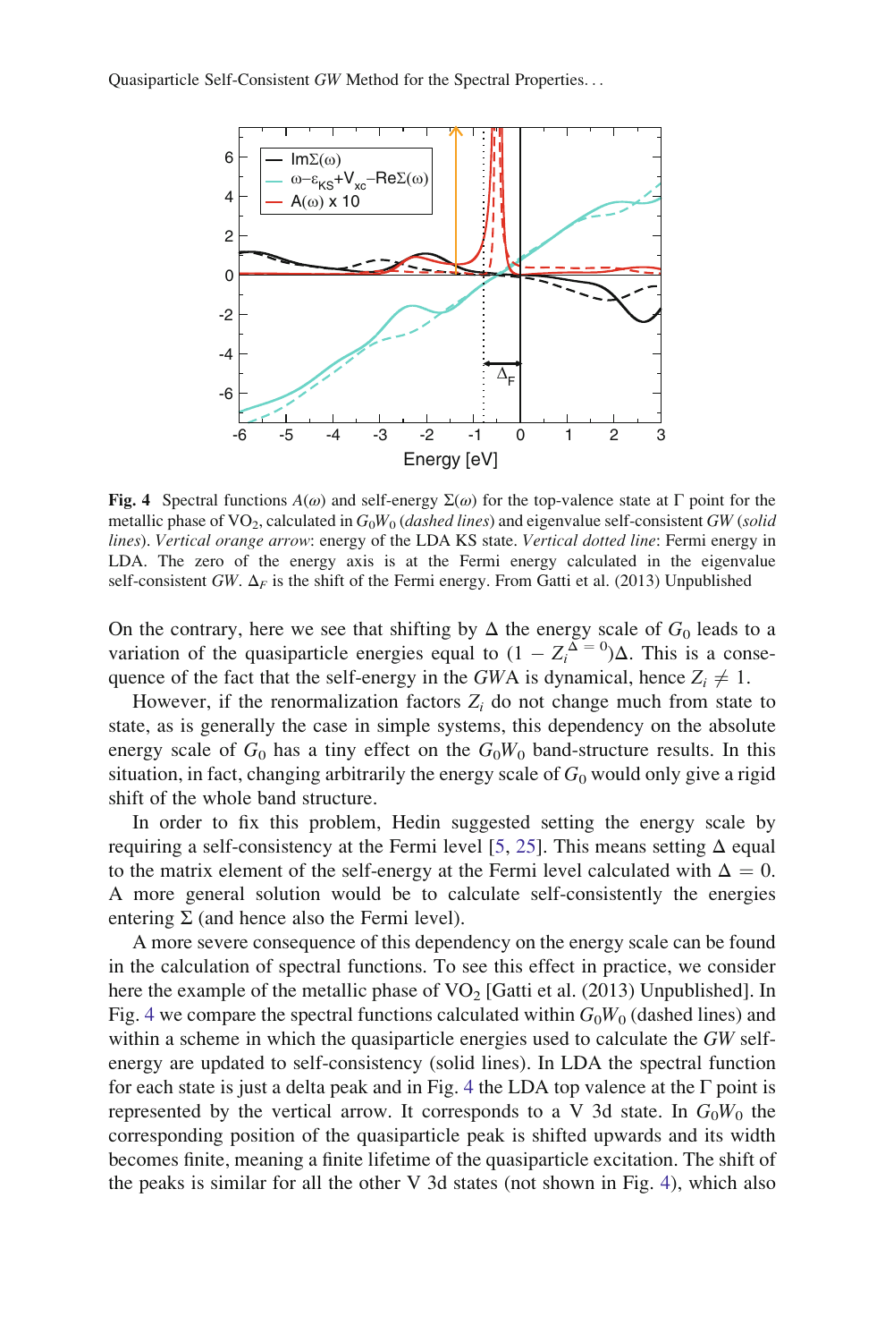**Fig. 4** Spectral functions $A(\omega)$ and self-energy $\Sigma(\omega)$ for the top-valence state at $\Gamma$ point for the metallic phase of $VO_2$, calculated in $G_0W_0$ (*dashed lines*) and eigenvalue self-consistent $GW$ (*solid lines*). *Vertical orange arrow*: energy of the LDA KS state. *Vertical dotted line*: Fermi energy in LDA. The zero of the energy axis is at the Fermi energy calculated in the eigenvalue self-consistent $GW$. $\Delta_F$ is the shift of the Fermi energy. From Gatti et al. (2013) Unpublished

On the contrary, here we see that shifting by $\Delta$ the energy scale of $G_0$ leads to a variation of the quasiparticle energies equal to $(1 - Z_i^{\Delta=0})\Delta$. This is a consequence of the fact that the self-energy in the $GW$A is dynamical, hence $Z_i \neq 1$.

However, if the renormalization factors $Z_i$ do not change much from state to state, as is generally the case in simple systems, this dependency on the absolute energy scale of $G_0$ has a tiny effect on the $G_0W_0$ band-structure results. In this situation, in fact, changing arbitrarily the energy scale of $G_0$ would only give a rigid shift of the whole band structure.

In order to fix this problem, Hedin suggested setting the energy scale by requiring a self-consistency at the Fermi level [5, 25]. This means setting $\Delta$ equal to the matrix element of the self-energy at the Fermi level calculated with $\Delta = 0$. A more general solution would be to calculate self-consistently the energies entering $\Sigma$ (and hence also the Fermi level).

A more severe consequence of this dependency on the energy scale can be found in the calculation of spectral functions. To see this effect in practice, we consider here the example of the metallic phase of $VO_2$ [Gatti et al. (2013) Unpublished]. In Fig. 4 we compare the spectral functions calculated within $G_0W_0$ (dashed lines) and within a scheme in which the quasiparticle energies used to calculate the $GW$ self-energy are updated to self-consistency (solid lines). In LDA the spectral function for each state is just a delta peak and in Fig. 4 the LDA top valence at the $\Gamma$ point is represented by the vertical arrow. It corresponds to a V 3d state. In $G_0W_0$ the corresponding position of the quasiparticle peak is shifted upwards and its width becomes finite, meaning a finite lifetime of the quasiparticle excitation. The shift of the peaks is similar for all the other V 3d states (not shown in Fig. 4), which also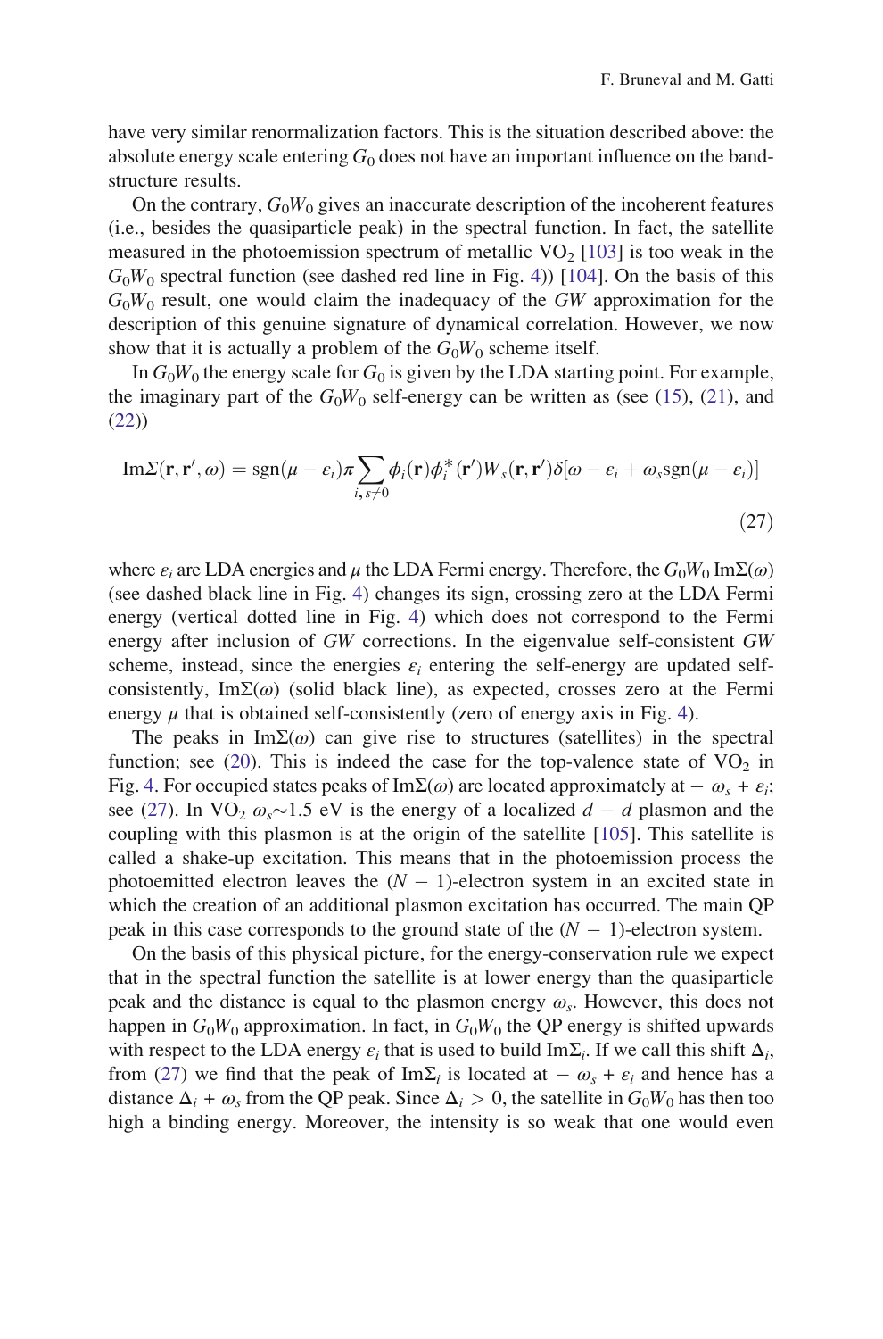have very similar renormalization factors. This is the situation described above: the absolute energy scale entering $G_0$ does not have an important influence on the band-structure results.

On the contrary, $G_0W_0$ gives an inaccurate description of the incoherent features (i.e., besides the quasiparticle peak) in the spectral function. In fact, the satellite measured in the photoemission spectrum of metallic $VO_2$ [103] is too weak in the $G_0W_0$ spectral function (see dashed red line in Fig. 4)) [104]. On the basis of this $G_0W_0$ result, one would claim the inadequacy of the $GW$ approximation for the description of this genuine signature of dynamical correlation. However, we now show that it is actually a problem of the $G_0W_0$ scheme itself.

In $G_0W_0$ the energy scale for $G_0$ is given by the LDA starting point. For example, the imaginary part of the $G_0W_0$ self-energy can be written as (see (15), (21), and (22))

$$\mathrm{Im}\Sigma(\mathbf{r},\mathbf{r}',\omega) = \mathrm{sgn}(\mu - \varepsilon_i)\pi \sum_{i,s\neq 0} \phi_i(\mathbf{r})\phi_i^*(\mathbf{r}')W_s(\mathbf{r},\mathbf{r}')\delta[\omega - \varepsilon_i + \omega_s \mathrm{sgn}(\mu - \varepsilon_i)] \tag{27}$$

where $\varepsilon_i$ are LDA energies and $\mu$ the LDA Fermi energy. Therefore, the $G_0W_0$ $\mathrm{Im}\Sigma(\omega)$ (see dashed black line in Fig. 4) changes its sign, crossing zero at the LDA Fermi energy (vertical dotted line in Fig. 4) which does not correspond to the Fermi energy after inclusion of $GW$ corrections. In the eigenvalue self-consistent $GW$ scheme, instead, since the energies $\varepsilon_i$ entering the self-energy are updated self-consistently, $\mathrm{Im}\Sigma(\omega)$ (solid black line), as expected, crosses zero at the Fermi energy $\mu$ that is obtained self-consistently (zero of energy axis in Fig. 4).

The peaks in $\mathrm{Im}\Sigma(\omega)$ can give rise to structures (satellites) in the spectral function; see (20). This is indeed the case for the top-valence state of $VO_2$ in Fig. 4. For occupied states peaks of $\mathrm{Im}\Sigma(\omega)$ are located approximately at $-\omega_s + \varepsilon_i$; see (27). In $VO_2$ $\omega_s \sim 1.5$ eV is the energy of a localized $d-d$ plasmon and the coupling with this plasmon is at the origin of the satellite [105]. This satellite is called a shake-up excitation. This means that in the photoemission process the photoemitted electron leaves the $(N-1)$-electron system in an excited state in which the creation of an additional plasmon excitation has occurred. The main QP peak in this case corresponds to the ground state of the $(N-1)$-electron system.

On the basis of this physical picture, for the energy-conservation rule we expect that in the spectral function the satellite is at lower energy than the quasiparticle peak and the distance is equal to the plasmon energy $\omega_s$. However, this does not happen in $G_0W_0$ approximation. In fact, in $G_0W_0$ the QP energy is shifted upwards with respect to the LDA energy $\varepsilon_i$ that is used to build $\mathrm{Im}\Sigma_i$. If we call this shift $\Delta_i$, from (27) we find that the peak of $\mathrm{Im}\Sigma_i$ is located at $-\omega_s + \varepsilon_i$ and hence has a distance $\Delta_i + \omega_s$ from the QP peak. Since $\Delta_i > 0$, the satellite in $G_0W_0$ has then too high a binding energy. Moreover, the intensity is so weak that one would even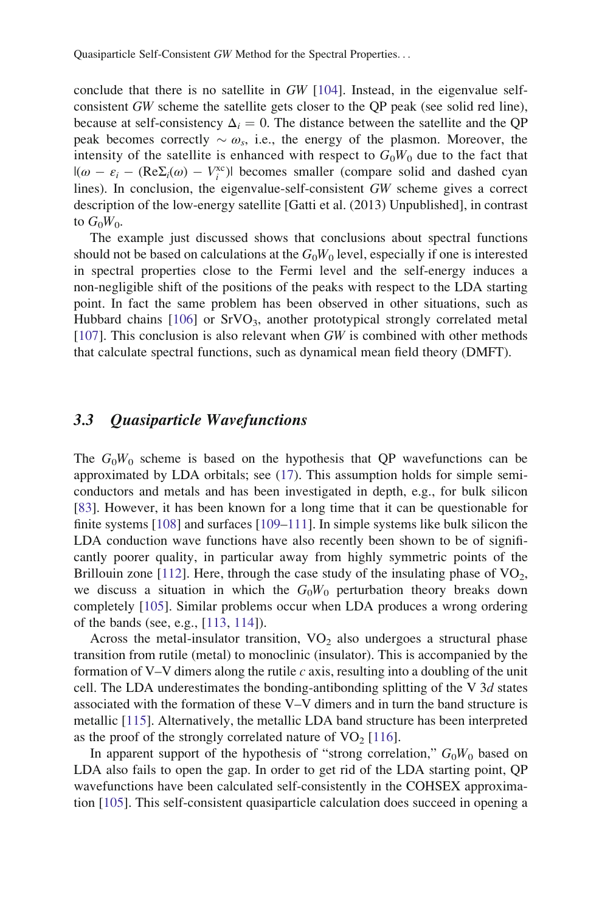conclude that there is no satellite in *GW* [104]. Instead, in the eigenvalue self-consistent *GW* scheme the satellite gets closer to the QP peak (see solid red line), because at self-consistency $\Delta_i = 0$. The distance between the satellite and the QP peak becomes correctly $\sim \omega_s$, i.e., the energy of the plasmon. Moreover, the intensity of the satellite is enhanced with respect to $G_0W_0$ due to the fact that $|(\omega - \varepsilon_i - (\mathrm{Re}\Sigma_i(\omega) - V_i^{\mathrm{xc}})|$ becomes smaller (compare solid and dashed cyan lines). In conclusion, the eigenvalue-self-consistent *GW* scheme gives a correct description of the low-energy satellite [Gatti et al. (2013) Unpublished], in contrast to $G_0W_0$.

The example just discussed shows that conclusions about spectral functions should not be based on calculations at the $G_0W_0$ level, especially if one is interested in spectral properties close to the Fermi level and the self-energy induces a non-negligible shift of the positions of the peaks with respect to the LDA starting point. In fact the same problem has been observed in other situations, such as Hubbard chains [106] or $SrVO_3$, another prototypical strongly correlated metal [107]. This conclusion is also relevant when *GW* is combined with other methods that calculate spectral functions, such as dynamical mean field theory (DMFT).

### *3.3 Quasiparticle Wavefunctions*

The $G_0W_0$ scheme is based on the hypothesis that QP wavefunctions can be approximated by LDA orbitals; see (17). This assumption holds for simple semiconductors and metals and has been investigated in depth, e.g., for bulk silicon [83]. However, it has been known for a long time that it can be questionable for finite systems [108] and surfaces [109–111]. In simple systems like bulk silicon the LDA conduction wave functions have also recently been shown to be of significantly poorer quality, in particular away from highly symmetric points of the Brillouin zone [112]. Here, through the case study of the insulating phase of $VO_2$, we discuss a situation in which the $G_0W_0$ perturbation theory breaks down completely [105]. Similar problems occur when LDA produces a wrong ordering of the bands (see, e.g., [113, 114]).

Across the metal-insulator transition, $VO_2$ also undergoes a structural phase transition from rutile (metal) to monoclinic (insulator). This is accompanied by the formation of V–V dimers along the rutile *c* axis, resulting into a doubling of the unit cell. The LDA underestimates the bonding-antibonding splitting of the V 3*d* states associated with the formation of these V–V dimers and in turn the band structure is metallic [115]. Alternatively, the metallic LDA band structure has been interpreted as the proof of the strongly correlated nature of $VO_2$ [116].

In apparent support of the hypothesis of "strong correlation," $G_0W_0$ based on LDA also fails to open the gap. In order to get rid of the LDA starting point, QP wavefunctions have been calculated self-consistently in the COHSEX approximation [105]. This self-consistent quasiparticle calculation does succeed in opening a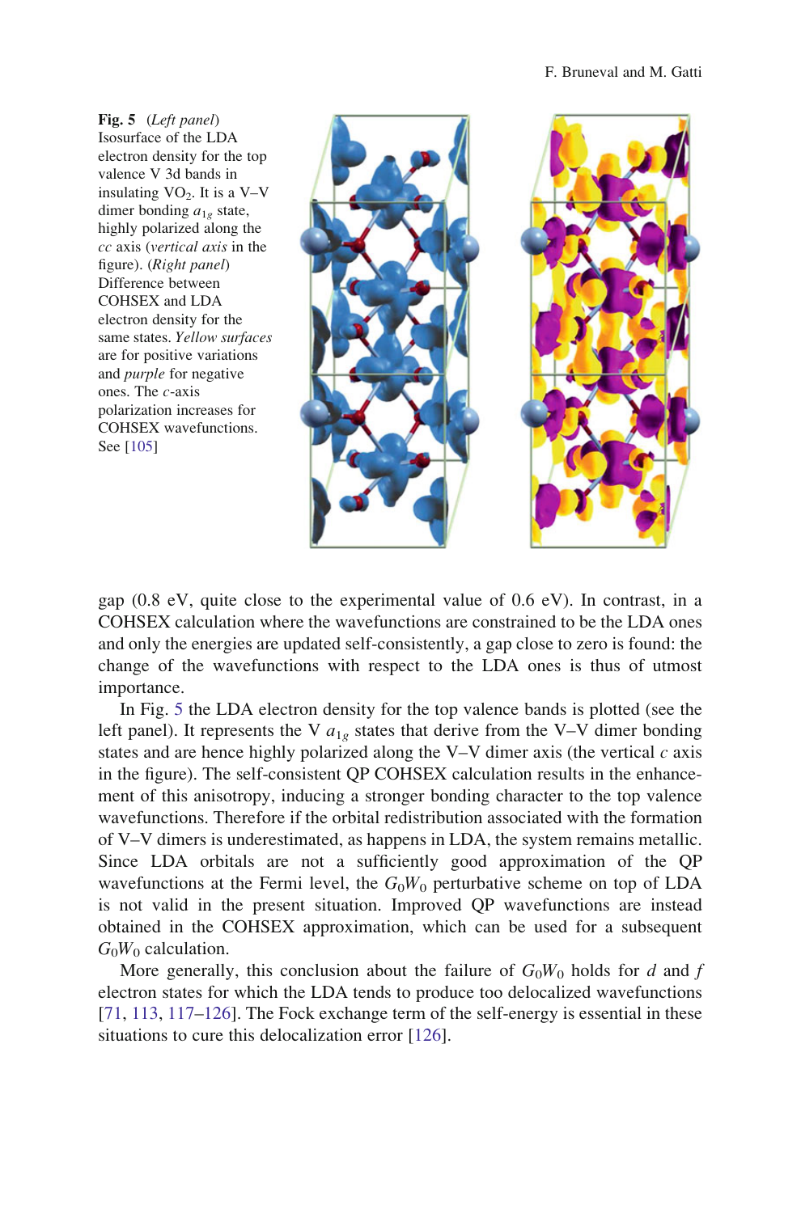**Fig. 5** (*Left panel*) Isosurface of the LDA electron density for the top valence V 3d bands in insulating $VO_2$. It is a V–V dimer bonding $a_{1g}$ state, highly polarized along the *cc* axis (*vertical axis* in the figure). (*Right panel*) Difference between COHSEX and LDA electron density for the same states. *Yellow surfaces* are for positive variations and *purple* for negative ones. The *c*-axis polarization increases for COHSEX wavefunctions. See [105]

gap (0.8 eV, quite close to the experimental value of 0.6 eV). In contrast, in a COHSEX calculation where the wavefunctions are constrained to be the LDA ones and only the energies are updated self-consistently, a gap close to zero is found: the change of the wavefunctions with respect to the LDA ones is thus of utmost importance.

In Fig. 5 the LDA electron density for the top valence bands is plotted (see the left panel). It represents the V $a_{1g}$ states that derive from the V–V dimer bonding states and are hence highly polarized along the V–V dimer axis (the vertical $c$ axis in the figure). The self-consistent QP COHSEX calculation results in the enhancement of this anisotropy, inducing a stronger bonding character to the top valence wavefunctions. Therefore if the orbital redistribution associated with the formation of V–V dimers is underestimated, as happens in LDA, the system remains metallic. Since LDA orbitals are not a sufficiently good approximation of the QP wavefunctions at the Fermi level, the $G_0W_0$ perturbative scheme on top of LDA is not valid in the present situation. Improved QP wavefunctions are instead obtained in the COHSEX approximation, which can be used for a subsequent $G_0W_0$ calculation.

More generally, this conclusion about the failure of $G_0W_0$ holds for $d$ and $f$ electron states for which the LDA tends to produce too delocalized wavefunctions [71, 113, 117–126]. The Fock exchange term of the self-energy is essential in these situations to cure this delocalization error [126].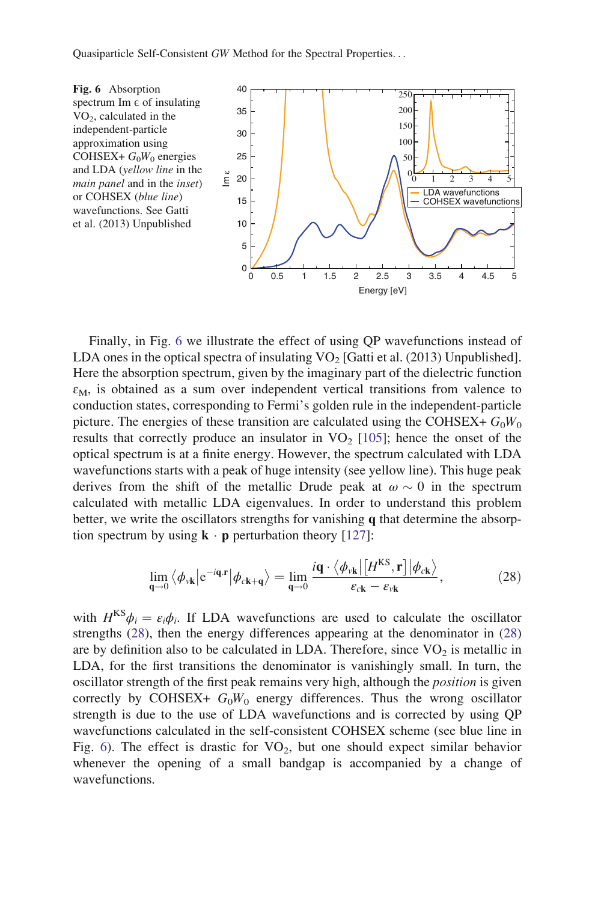**Fig. 6** Absorption spectrum Im ϵ of insulating $VO_2$, calculated in the independent-particle approximation using COHSEX+ $G_0W_0$ energies and LDA (*yellow line* in the *main panel* and in the *inset*) or COHSEX (*blue line*) wavefunctions. See Gatti et al. (2013) Unpublished

Finally, in Fig. 6 we illustrate the effect of using QP wavefunctions instead of LDA ones in the optical spectra of insulating $VO_2$ [Gatti et al. (2013) Unpublished]. Here the absorption spectrum, given by the imaginary part of the dielectric function $\varepsilon_M$, is obtained as a sum over independent vertical transitions from valence to conduction states, corresponding to Fermi's golden rule in the independent-particle picture. The energies of these transition are calculated using the COHSEX+ $G_0W_0$ results that correctly produce an insulator in $VO_2$ [105]; hence the onset of the optical spectrum is at a finite energy. However, the spectrum calculated with LDA wavefunctions starts with a peak of huge intensity (see yellow line). This huge peak derives from the shift of the metallic Drude peak at $\omega \sim 0$ in the spectrum calculated with metallic LDA eigenvalues. In order to understand this problem better, we write the oscillators strengths for vanishing $\mathbf{q}$ that determine the absorption spectrum by using $\mathbf{k} \cdot \mathbf{p}$ perturbation theory [127]:

$$\lim_{\mathbf{q}\to 0} \langle \phi_{v\mathbf{k}} | e^{-i\mathbf{q}\cdot\mathbf{r}} | \phi_{c\mathbf{k}+\mathbf{q}} \rangle = \lim_{\mathbf{q}\to 0} \frac{i\mathbf{q} \cdot \langle \phi_{v\mathbf{k}} | [H^{KS}, \mathbf{r}] | \phi_{c\mathbf{k}} \rangle}{\varepsilon_{c\mathbf{k}} - \varepsilon_{v\mathbf{k}}}, \tag{28}$$

with $H^{KS}\phi_i = \varepsilon_i \phi_i$. If LDA wavefunctions are used to calculate the oscillator strengths (28), then the energy differences appearing at the denominator in (28) are by definition also to be calculated in LDA. Therefore, since $VO_2$ is metallic in LDA, for the first transitions the denominator is vanishingly small. In turn, the oscillator strength of the first peak remains very high, although the *position* is given correctly by COHSEX+ $G_0W_0$ energy differences. Thus the wrong oscillator strength is due to the use of LDA wavefunctions and is corrected by using QP wavefunctions calculated in the self-consistent COHSEX scheme (see blue line in Fig. 6). The effect is drastic for $VO_2$, but one should expect similar behavior whenever the opening of a small bandgap is accompanied by a change of wavefunctions.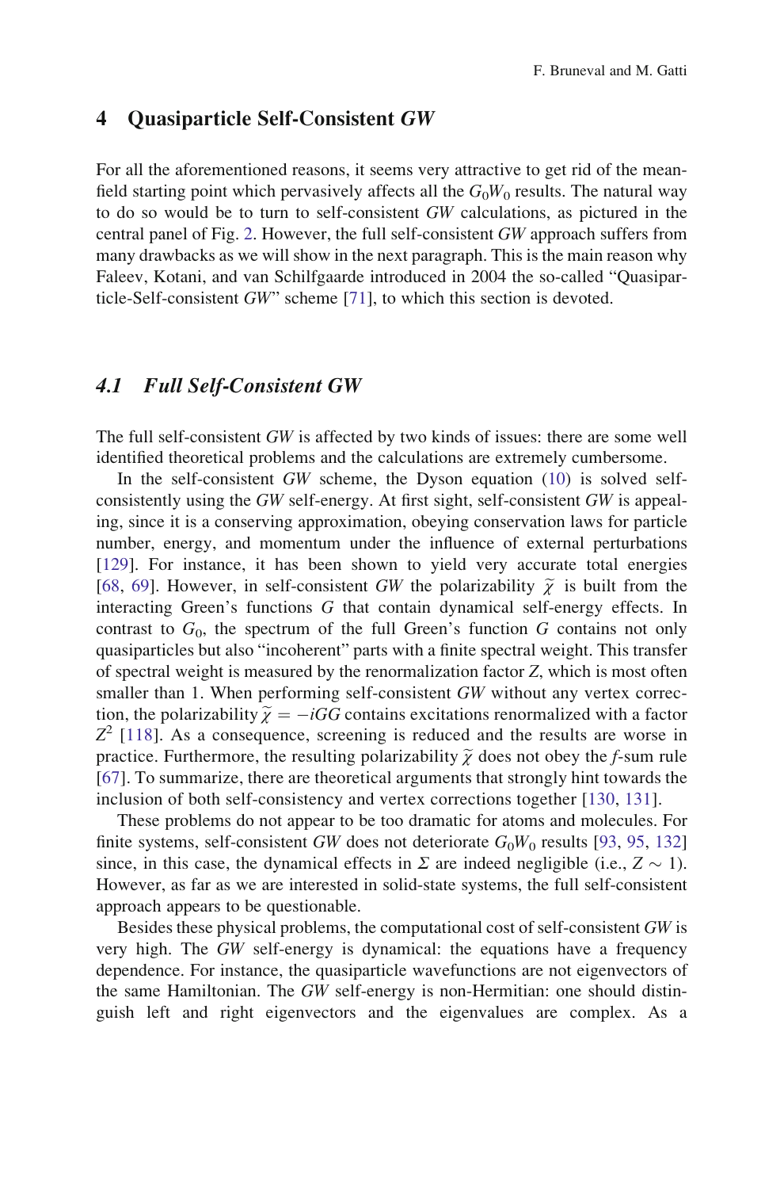## 4 Quasiparticle Self-Consistent *GW*

For all the aforementioned reasons, it seems very attractive to get rid of the mean-field starting point which pervasively affects all the $G_0W_0$ results. The natural way to do so would be to turn to self-consistent *GW* calculations, as pictured in the central panel of Fig. 2. However, the full self-consistent *GW* approach suffers from many drawbacks as we will show in the next paragraph. This is the main reason why Faleev, Kotani, and van Schilfgaarde introduced in 2004 the so-called "Quasiparticle-Self-consistent *GW*" scheme [71], to which this section is devoted.

### 4.1 Full Self-Consistent *GW*

The full self-consistent *GW* is affected by two kinds of issues: there are some well identified theoretical problems and the calculations are extremely cumbersome.

In the self-consistent *GW* scheme, the Dyson equation (10) is solved self-consistently using the *GW* self-energy. At first sight, self-consistent *GW* is appealing, since it is a conserving approximation, obeying conservation laws for particle number, energy, and momentum under the influence of external perturbations [129]. For instance, it has been shown to yield very accurate total energies [68, 69]. However, in self-consistent *GW* the polarizability $\widetilde{\chi}$ is built from the interacting Green's functions $G$ that contain dynamical self-energy effects. In contrast to $G_0$, the spectrum of the full Green's function $G$ contains not only quasiparticles but also "incoherent" parts with a finite spectral weight. This transfer of spectral weight is measured by the renormalization factor $Z$, which is most often smaller than 1. When performing self-consistent *GW* without any vertex correction, the polarizability $\widetilde{\chi} = -iGG$ contains excitations renormalized with a factor $Z^2$ [118]. As a consequence, screening is reduced and the results are worse in practice. Furthermore, the resulting polarizability $\widetilde{\chi}$ does not obey the *f*-sum rule [67]. To summarize, there are theoretical arguments that strongly hint towards the inclusion of both self-consistency and vertex corrections together [130, 131].

These problems do not appear to be too dramatic for atoms and molecules. For finite systems, self-consistent *GW* does not deteriorate $G_0W_0$ results [93, 95, 132] since, in this case, the dynamical effects in $\Sigma$ are indeed negligible (i.e., $Z \sim 1$). However, as far as we are interested in solid-state systems, the full self-consistent approach appears to be questionable.

Besides these physical problems, the computational cost of self-consistent *GW* is very high. The *GW* self-energy is dynamical: the equations have a frequency dependence. For instance, the quasiparticle wavefunctions are not eigenvectors of the same Hamiltonian. The *GW* self-energy is non-Hermitian: one should distinguish left and right eigenvectors and the eigenvalues are complex. As a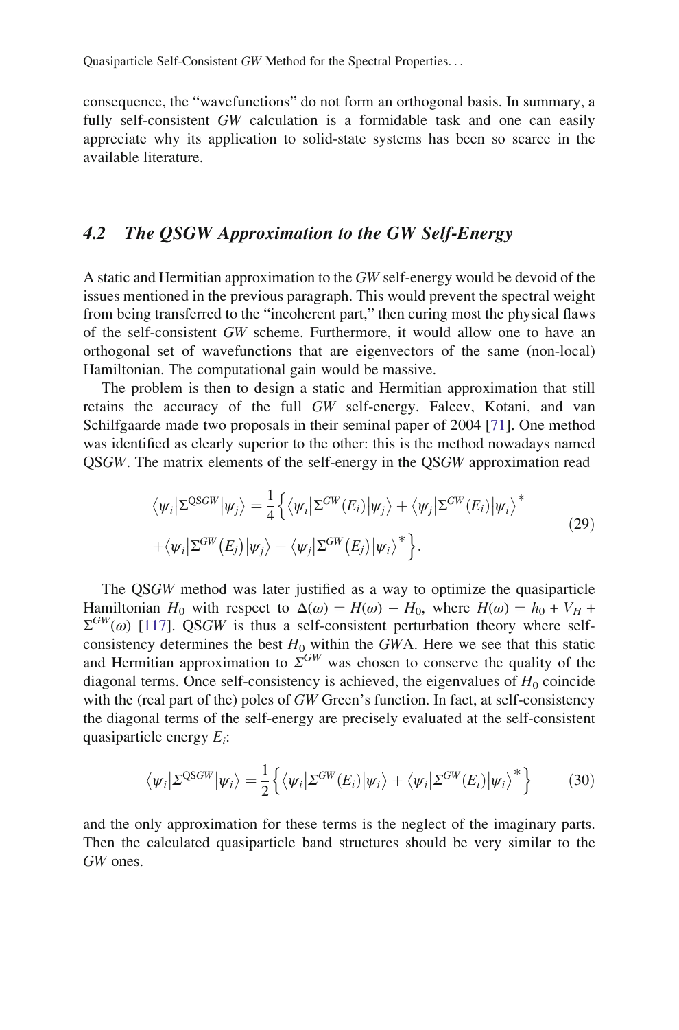consequence, the "wavefunctions" do not form an orthogonal basis. In summary, a fully self-consistent *GW* calculation is a formidable task and one can easily appreciate why its application to solid-state systems has been so scarce in the available literature.

## 4.2 The QSGW Approximation to the GW Self-Energy

A static and Hermitian approximation to the *GW* self-energy would be devoid of the issues mentioned in the previous paragraph. This would prevent the spectral weight from being transferred to the "incoherent part," then curing most the physical flaws of the self-consistent *GW* scheme. Furthermore, it would allow one to have an orthogonal set of wavefunctions that are eigenvectors of the same (non-local) Hamiltonian. The computational gain would be massive.

The problem is then to design a static and Hermitian approximation that still retains the accuracy of the full *GW* self-energy. Faleev, Kotani, and van Schilfgaarde made two proposals in their seminal paper of 2004 [71]. One method was identified as clearly superior to the other: this is the method nowadays named QS*GW*. The matrix elements of the self-energy in the QS*GW* approximation read

$$\begin{aligned}\langle\psi_i|\Sigma^{\mathrm{QS}GW}|\psi_j\rangle = \frac{1}{4}\Big\{&\langle\psi_i|\Sigma^{GW}(E_i)|\psi_j\rangle + \langle\psi_j|\Sigma^{GW}(E_i)|\psi_i\rangle^* \\ &+\langle\psi_i|\Sigma^{GW}(E_j)|\psi_j\rangle + \langle\psi_j|\Sigma^{GW}(E_j)|\psi_i\rangle^*\Big\}.\end{aligned} \tag{29}$$

The QS*GW* method was later justified as a way to optimize the quasiparticle Hamiltonian $H_0$ with respect to $\Delta(\omega) = H(\omega) - H_0$, where $H(\omega) = h_0 + V_H + \Sigma^{GW}(\omega)$ [117]. QS*GW* is thus a self-consistent perturbation theory where self-consistency determines the best $H_0$ within the *GW*A. Here we see that this static and Hermitian approximation to $\Sigma^{GW}$ was chosen to conserve the quality of the diagonal terms. Once self-consistency is achieved, the eigenvalues of $H_0$ coincide with the (real part of the) poles of *GW* Green's function. In fact, at self-consistency the diagonal terms of the self-energy are precisely evaluated at the self-consistent quasiparticle energy $E_i$:

$$\langle\psi_i|\Sigma^{\mathrm{QS}GW}|\psi_i\rangle = \frac{1}{2}\Big\{\langle\psi_i|\Sigma^{GW}(E_i)|\psi_i\rangle + \langle\psi_i|\Sigma^{GW}(E_i)|\psi_i\rangle^*\Big\} \tag{30}$$

and the only approximation for these terms is the neglect of the imaginary parts. Then the calculated quasiparticle band structures should be very similar to the *GW* ones.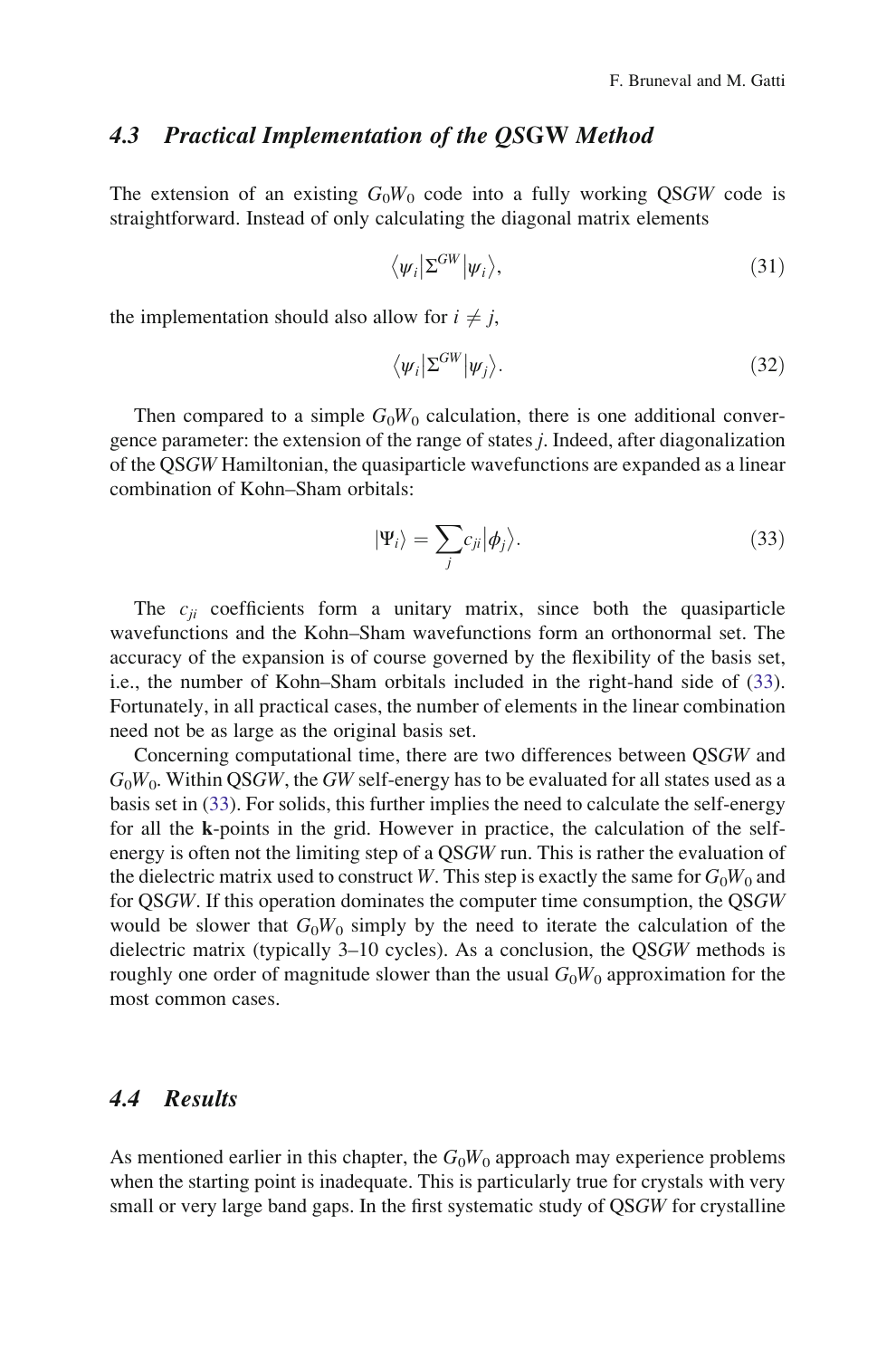### 4.3 Practical Implementation of the *QS*GW Method

The extension of an existing $G_0W_0$ code into a fully working QS*GW* code is straightforward. Instead of only calculating the diagonal matrix elements

$$\langle \psi_i | \Sigma^{GW} | \psi_i \rangle, \tag{31}$$

the implementation should also allow for $i \neq j$,

$$\langle \psi_i | \Sigma^{GW} | \psi_j \rangle. \tag{32}$$

Then compared to a simple $G_0W_0$ calculation, there is one additional convergence parameter: the extension of the range of states $j$. Indeed, after diagonalization of the QS*GW* Hamiltonian, the quasiparticle wavefunctions are expanded as a linear combination of Kohn–Sham orbitals:

$$|\Psi_i\rangle = \sum_j c_{ji} |\phi_j\rangle. \tag{33}$$

The $c_{ji}$ coefficients form a unitary matrix, since both the quasiparticle wavefunctions and the Kohn–Sham wavefunctions form an orthonormal set. The accuracy of the expansion is of course governed by the flexibility of the basis set, i.e., the number of Kohn–Sham orbitals included in the right-hand side of (33). Fortunately, in all practical cases, the number of elements in the linear combination need not be as large as the original basis set.

Concerning computational time, there are two differences between QS*GW* and $G_0W_0$. Within QS*GW*, the *GW* self-energy has to be evaluated for all states used as a basis set in (33). For solids, this further implies the need to calculate the self-energy for all the **k**-points in the grid. However in practice, the calculation of the self-energy is often not the limiting step of a QS*GW* run. This is rather the evaluation of the dielectric matrix used to construct *W*. This step is exactly the same for $G_0W_0$ and for QS*GW*. If this operation dominates the computer time consumption, the QS*GW* would be slower that $G_0W_0$ simply by the need to iterate the calculation of the dielectric matrix (typically 3–10 cycles). As a conclusion, the QS*GW* methods is roughly one order of magnitude slower than the usual $G_0W_0$ approximation for the most common cases.

### 4.4 Results

As mentioned earlier in this chapter, the $G_0W_0$ approach may experience problems when the starting point is inadequate. This is particularly true for crystals with very small or very large band gaps. In the first systematic study of QS*GW* for crystalline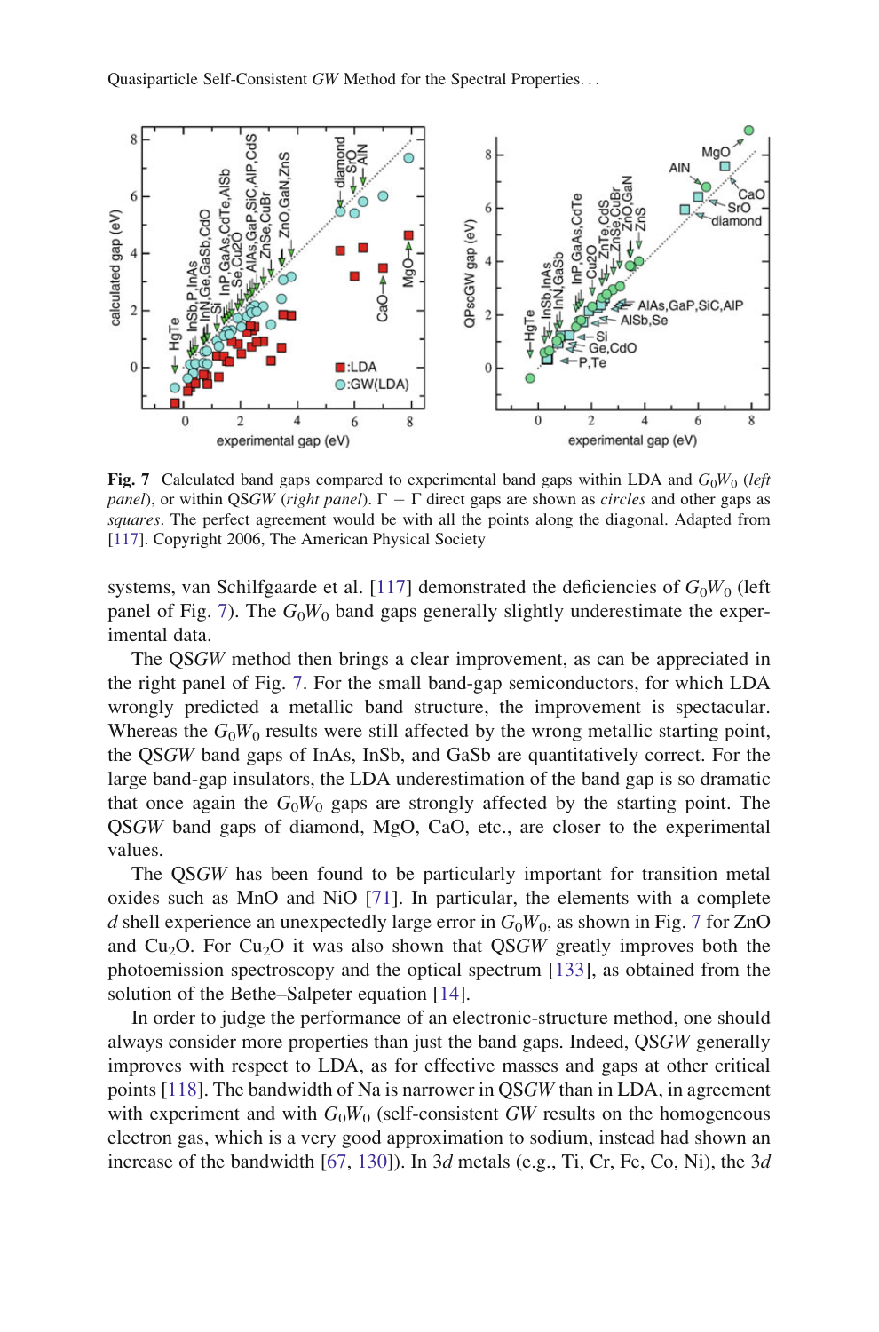**Fig. 7** Calculated band gaps compared to experimental band gaps within LDA and $G_0W_0$ (*left panel*), or within QS*GW* (*right panel*). $\Gamma - \Gamma$ direct gaps are shown as *circles* and other gaps as *squares*. The perfect agreement would be with all the points along the diagonal. Adapted from [117]. Copyright 2006, The American Physical Society

systems, van Schilfgaarde et al. [117] demonstrated the deficiencies of $G_0W_0$ (left panel of Fig. 7). The $G_0W_0$ band gaps generally slightly underestimate the experimental data.

The QS*GW* method then brings a clear improvement, as can be appreciated in the right panel of Fig. 7. For the small band-gap semiconductors, for which LDA wrongly predicted a metallic band structure, the improvement is spectacular. Whereas the $G_0W_0$ results were still affected by the wrong metallic starting point, the QS*GW* band gaps of InAs, InSb, and GaSb are quantitatively correct. For the large band-gap insulators, the LDA underestimation of the band gap is so dramatic that once again the $G_0W_0$ gaps are strongly affected by the starting point. The QS*GW* band gaps of diamond, MgO, CaO, etc., are closer to the experimental values.

The QS*GW* has been found to be particularly important for transition metal oxides such as MnO and NiO [71]. In particular, the elements with a complete *d* shell experience an unexpectedly large error in $G_0W_0$, as shown in Fig. 7 for ZnO and $Cu_2O$. For $Cu_2O$ it was also shown that QS*GW* greatly improves both the photoemission spectroscopy and the optical spectrum [133], as obtained from the solution of the Bethe–Salpeter equation [14].

In order to judge the performance of an electronic-structure method, one should always consider more properties than just the band gaps. Indeed, QS*GW* generally improves with respect to LDA, as for effective masses and gaps at other critical points [118]. The bandwidth of Na is narrower in QS*GW* than in LDA, in agreement with experiment and with $G_0W_0$ (self-consistent *GW* results on the homogeneous electron gas, which is a very good approximation to sodium, instead had shown an increase of the bandwidth [67, 130]). In 3*d* metals (e.g., Ti, Cr, Fe, Co, Ni), the 3*d*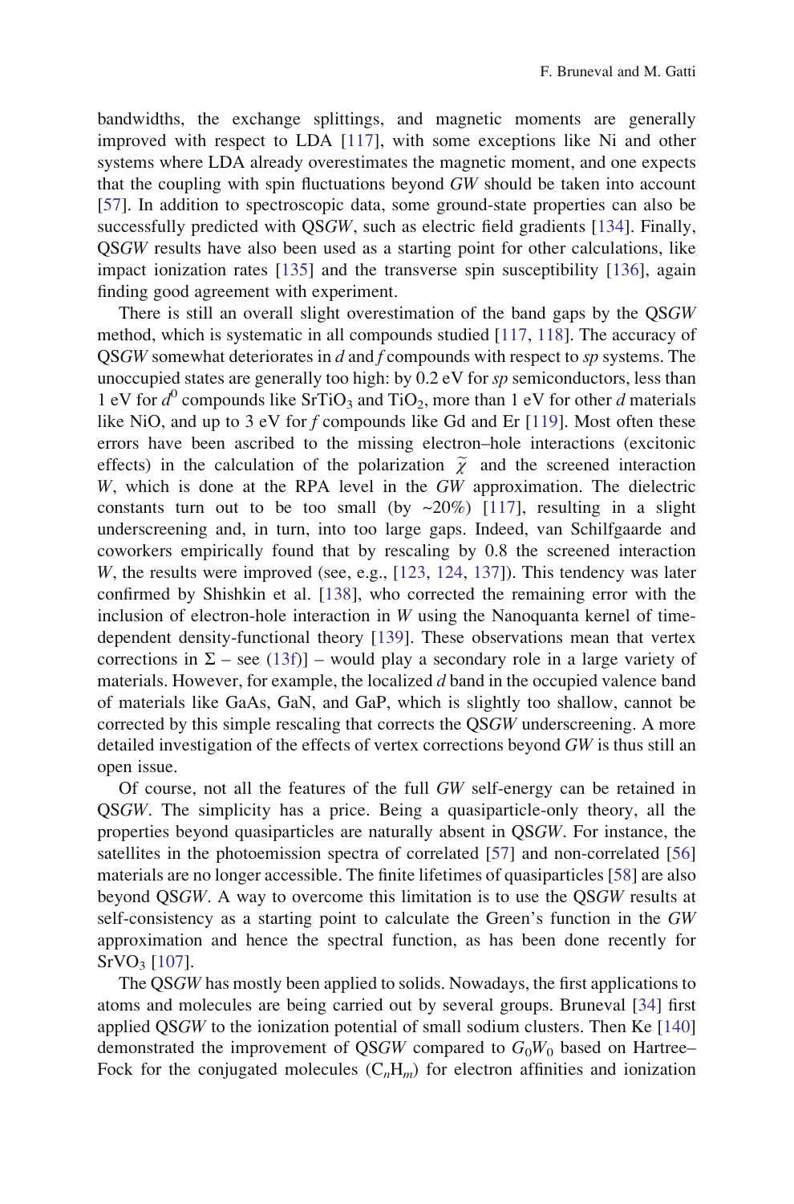bandwidths, the exchange splittings, and magnetic moments are generally improved with respect to LDA [117], with some exceptions like Ni and other systems where LDA already overestimates the magnetic moment, and one expects that the coupling with spin fluctuations beyond *GW* should be taken into account [57]. In addition to spectroscopic data, some ground-state properties can also be successfully predicted with QS*GW*, such as electric field gradients [134]. Finally, QS*GW* results have also been used as a starting point for other calculations, like impact ionization rates [135] and the transverse spin susceptibility [136], again finding good agreement with experiment.

There is still an overall slight overestimation of the band gaps by the QS*GW* method, which is systematic in all compounds studied [117, 118]. The accuracy of QS*GW* somewhat deteriorates in *d* and *f* compounds with respect to *sp* systems. The unoccupied states are generally too high: by 0.2 eV for *sp* semiconductors, less than 1 eV for $d^0$ compounds like $SrTiO_3$ and $TiO_2$, more than 1 eV for other *d* materials like NiO, and up to 3 eV for *f* compounds like Gd and Er [119]. Most often these errors have been ascribed to the missing electron–hole interactions (excitonic effects) in the calculation of the polarization $\widetilde{\chi}$ and the screened interaction *W*, which is done at the RPA level in the *GW* approximation. The dielectric constants turn out to be too small (by ~20%) [117], resulting in a slight underscreening and, in turn, into too large gaps. Indeed, van Schilfgaarde and coworkers empirically found that by rescaling by 0.8 the screened interaction *W*, the results were improved (see, e.g., [123, 124, 137]). This tendency was later confirmed by Shishkin et al. [138], who corrected the remaining error with the inclusion of electron-hole interaction in *W* using the Nanoquanta kernel of time-dependent density-functional theory [139]. These observations mean that vertex corrections in Σ – see (13f)] – would play a secondary role in a large variety of materials. However, for example, the localized *d* band in the occupied valence band of materials like GaAs, GaN, and GaP, which is slightly too shallow, cannot be corrected by this simple rescaling that corrects the QS*GW* underscreening. A more detailed investigation of the effects of vertex corrections beyond *GW* is thus still an open issue.

Of course, not all the features of the full *GW* self-energy can be retained in QS*GW*. The simplicity has a price. Being a quasiparticle-only theory, all the properties beyond quasiparticles are naturally absent in QS*GW*. For instance, the satellites in the photoemission spectra of correlated [57] and non-correlated [56] materials are no longer accessible. The finite lifetimes of quasiparticles [58] are also beyond QS*GW*. A way to overcome this limitation is to use the QS*GW* results at self-consistency as a starting point to calculate the Green's function in the *GW* approximation and hence the spectral function, as has been done recently for $SrVO_3$ [107].

The QS*GW* has mostly been applied to solids. Nowadays, the first applications to atoms and molecules are being carried out by several groups. Bruneval [34] first applied QS*GW* to the ionization potential of small sodium clusters. Then Ke [140] demonstrated the improvement of QS*GW* compared to $G_0W_0$ based on Hartree–Fock for the conjugated molecules ($C_nH_m$) for electron affinities and ionization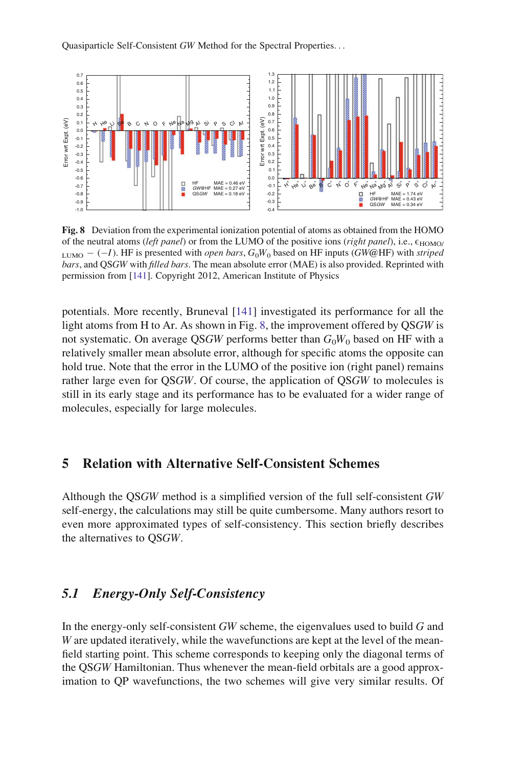**Fig. 8** Deviation from the experimental ionization potential of atoms as obtained from the HOMO of the neutral atoms (*left panel*) or from the LUMO of the positive ions (*right panel*), i.e., $\epsilon_{\mathrm{HOMO/LUMO}} - (-I)$. HF is presented with *open bars*, $G_0W_0$ based on HF inputs (*GW*@HF) with *striped bars*, and QS*GW* with *filled bars*. The mean absolute error (MAE) is also provided. Reprinted with permission from [141]. Copyright 2012, American Institute of Physics

potentials. More recently, Bruneval [141] investigated its performance for all the light atoms from H to Ar. As shown in Fig. 8, the improvement offered by QS*GW* is not systematic. On average QS*GW* performs better than $G_0W_0$ based on HF with a relatively smaller mean absolute error, although for specific atoms the opposite can hold true. Note that the error in the LUMO of the positive ion (right panel) remains rather large even for QS*GW*. Of course, the application of QS*GW* to molecules is still in its early stage and its performance has to be evaluated for a wider range of molecules, especially for large molecules.

## 5 Relation with Alternative Self-Consistent Schemes

Although the QS*GW* method is a simplified version of the full self-consistent *GW* self-energy, the calculations may still be quite cumbersome. Many authors resort to even more approximated types of self-consistency. This section briefly describes the alternatives to QS*GW*.

### *5.1 Energy-Only Self-Consistency*

In the energy-only self-consistent *GW* scheme, the eigenvalues used to build *G* and *W* are updated iteratively, while the wavefunctions are kept at the level of the mean-field starting point. This scheme corresponds to keeping only the diagonal terms of the QS*GW* Hamiltonian. Thus whenever the mean-field orbitals are a good approximation to QP wavefunctions, the two schemes will give very similar results. Of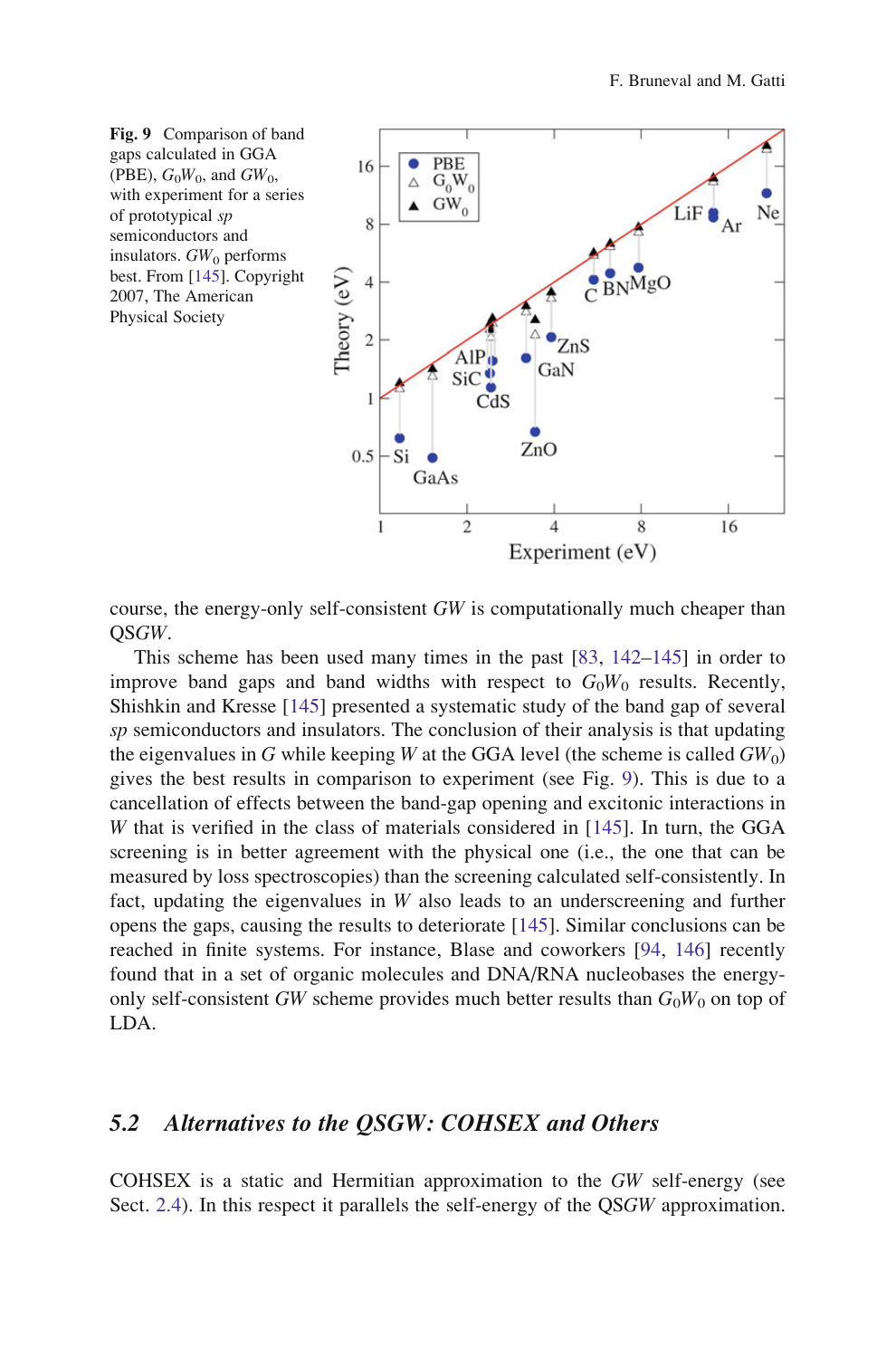**Fig. 9** Comparison of band gaps calculated in GGA (PBE), $G_0W_0$, and $GW_0$, with experiment for a series of prototypical *sp* semiconductors and insulators. $GW_0$ performs best. From [145]. Copyright 2007, The American Physical Society

course, the energy-only self-consistent *GW* is computationally much cheaper than QS*GW*.

This scheme has been used many times in the past [83, 142–145] in order to improve band gaps and band widths with respect to $G_0W_0$ results. Recently, Shishkin and Kresse [145] presented a systematic study of the band gap of several *sp* semiconductors and insulators. The conclusion of their analysis is that updating the eigenvalues in $G$ while keeping $W$ at the GGA level (the scheme is called $GW_0$) gives the best results in comparison to experiment (see Fig. 9). This is due to a cancellation of effects between the band-gap opening and excitonic interactions in $W$ that is verified in the class of materials considered in [145]. In turn, the GGA screening is in better agreement with the physical one (i.e., the one that can be measured by loss spectroscopies) than the screening calculated self-consistently. In fact, updating the eigenvalues in $W$ also leads to an underscreening and further opens the gaps, causing the results to deteriorate [145]. Similar conclusions can be reached in finite systems. For instance, Blase and coworkers [94, 146] recently found that in a set of organic molecules and DNA/RNA nucleobases the energy-only self-consistent *GW* scheme provides much better results than $G_0W_0$ on top of LDA.

## 5.2 Alternatives to the QSGW: COHSEX and Others

COHSEX is a static and Hermitian approximation to the *GW* self-energy (see Sect. 2.4). In this respect it parallels the self-energy of the QS*GW* approximation.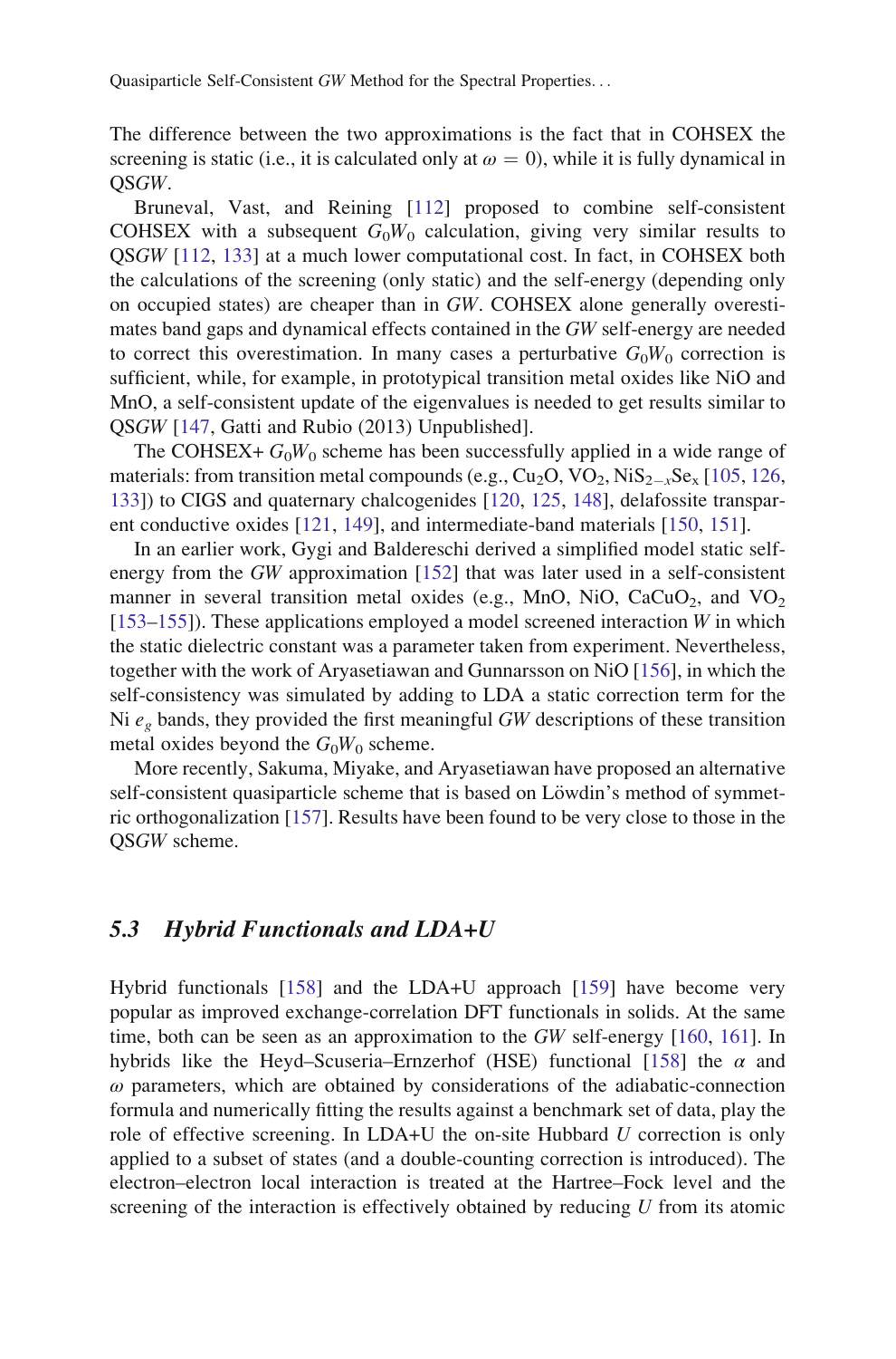The difference between the two approximations is the fact that in COHSEX the screening is static (i.e., it is calculated only at $\omega = 0$), while it is fully dynamical in QS*GW*.

Bruneval, Vast, and Reining [112] proposed to combine self-consistent COHSEX with a subsequent $G_0W_0$ calculation, giving very similar results to QS*GW* [112, 133] at a much lower computational cost. In fact, in COHSEX both the calculations of the screening (only static) and the self-energy (depending only on occupied states) are cheaper than in *GW*. COHSEX alone generally overestimates band gaps and dynamical effects contained in the *GW* self-energy are needed to correct this overestimation. In many cases a perturbative $G_0W_0$ correction is sufficient, while, for example, in prototypical transition metal oxides like NiO and MnO, a self-consistent update of the eigenvalues is needed to get results similar to QS*GW* [147, Gatti and Rubio (2013) Unpublished].

The COHSEX+ $G_0W_0$ scheme has been successfully applied in a wide range of materials: from transition metal compounds (e.g., $Cu_2O$, $VO_2$, $NiS_{2-x}Se_x$ [105, 126, 133]) to CIGS and quaternary chalcogenides [120, 125, 148], delafossite transparent conductive oxides [121, 149], and intermediate-band materials [150, 151].

In an earlier work, Gygi and Baldereschi derived a simplified model static self-energy from the *GW* approximation [152] that was later used in a self-consistent manner in several transition metal oxides (e.g., MnO, NiO, $CaCuO_2$, and $VO_2$ [153–155]). These applications employed a model screened interaction *W* in which the static dielectric constant was a parameter taken from experiment. Nevertheless, together with the work of Aryasetiawan and Gunnarsson on NiO [156], in which the self-consistency was simulated by adding to LDA a static correction term for the Ni $e_g$ bands, they provided the first meaningful *GW* descriptions of these transition metal oxides beyond the $G_0W_0$ scheme.

More recently, Sakuma, Miyake, and Aryasetiawan have proposed an alternative self-consistent quasiparticle scheme that is based on Löwdin's method of symmetric orthogonalization [157]. Results have been found to be very close to those in the QS*GW* scheme.

## 5.3 *Hybrid Functionals and LDA+U*

Hybrid functionals [158] and the LDA+U approach [159] have become very popular as improved exchange-correlation DFT functionals in solids. At the same time, both can be seen as an approximation to the *GW* self-energy [160, 161]. In hybrids like the Heyd–Scuseria–Ernzerhof (HSE) functional [158] the $\alpha$ and $\omega$ parameters, which are obtained by considerations of the adiabatic-connection formula and numerically fitting the results against a benchmark set of data, play the role of effective screening. In LDA+U the on-site Hubbard *U* correction is only applied to a subset of states (and a double-counting correction is introduced). The electron–electron local interaction is treated at the Hartree–Fock level and the screening of the interaction is effectively obtained by reducing *U* from its atomic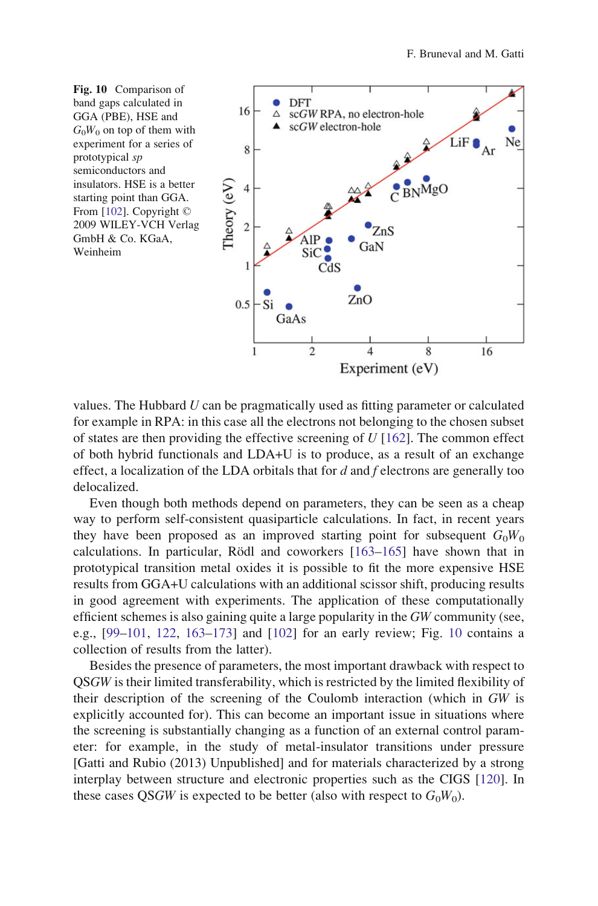**Fig. 10** Comparison of band gaps calculated in GGA (PBE), HSE and $G_0W_0$ on top of them with experiment for a series of prototypical *sp* semiconductors and insulators. HSE is a better starting point than GGA. From [102]. Copyright © 2009 WILEY-VCH Verlag GmbH & Co. KGaA, Weinheim

values. The Hubbard $U$ can be pragmatically used as fitting parameter or calculated for example in RPA: in this case all the electrons not belonging to the chosen subset of states are then providing the effective screening of $U$ [162]. The common effect of both hybrid functionals and LDA+U is to produce, as a result of an exchange effect, a localization of the LDA orbitals that for *d* and *f* electrons are generally too delocalized.

Even though both methods depend on parameters, they can be seen as a cheap way to perform self-consistent quasiparticle calculations. In fact, in recent years they have been proposed as an improved starting point for subsequent $G_0W_0$ calculations. In particular, Rödl and coworkers [163–165] have shown that in prototypical transition metal oxides it is possible to fit the more expensive HSE results from GGA+U calculations with an additional scissor shift, producing results in good agreement with experiments. The application of these computationally efficient schemes is also gaining quite a large popularity in the *GW* community (see, e.g., [99–101, 122, 163–173] and [102] for an early review; Fig. 10 contains a collection of results from the latter).

Besides the presence of parameters, the most important drawback with respect to QS*GW* is their limited transferability, which is restricted by the limited flexibility of their description of the screening of the Coulomb interaction (which in *GW* is explicitly accounted for). This can become an important issue in situations where the screening is substantially changing as a function of an external control parameter: for example, in the study of metal-insulator transitions under pressure [Gatti and Rubio (2013) Unpublished] and for materials characterized by a strong interplay between structure and electronic properties such as the CIGS [120]. In these cases QS*GW* is expected to be better (also with respect to $G_0W_0$).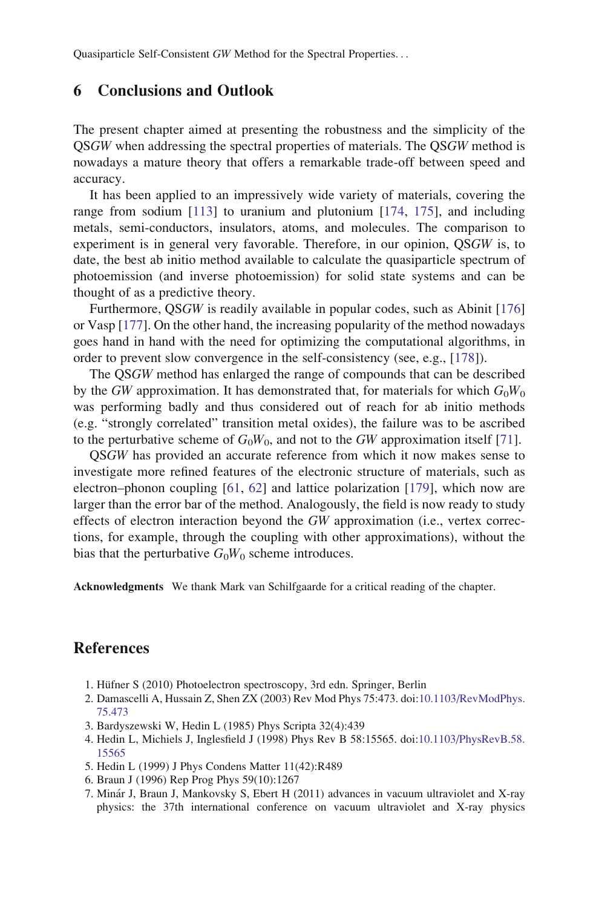## 6 Conclusions and Outlook

The present chapter aimed at presenting the robustness and the simplicity of the QS*GW* when addressing the spectral properties of materials. The QS*GW* method is nowadays a mature theory that offers a remarkable trade-off between speed and accuracy.

It has been applied to an impressively wide variety of materials, covering the range from sodium [113] to uranium and plutonium [174, 175], and including metals, semi-conductors, insulators, atoms, and molecules. The comparison to experiment is in general very favorable. Therefore, in our opinion, QS*GW* is, to date, the best ab initio method available to calculate the quasiparticle spectrum of photoemission (and inverse photoemission) for solid state systems and can be thought of as a predictive theory.

Furthermore, QS*GW* is readily available in popular codes, such as Abinit [176] or Vasp [177]. On the other hand, the increasing popularity of the method nowadays goes hand in hand with the need for optimizing the computational algorithms, in order to prevent slow convergence in the self-consistency (see, e.g., [178]).

The QS*GW* method has enlarged the range of compounds that can be described by the *GW* approximation. It has demonstrated that, for materials for which $G_0W_0$ was performing badly and thus considered out of reach for ab initio methods (e.g. "strongly correlated" transition metal oxides), the failure was to be ascribed to the perturbative scheme of $G_0W_0$, and not to the *GW* approximation itself [71].

QS*GW* has provided an accurate reference from which it now makes sense to investigate more refined features of the electronic structure of materials, such as electron–phonon coupling [61, 62] and lattice polarization [179], which now are larger than the error bar of the method. Analogously, the field is now ready to study effects of electron interaction beyond the *GW* approximation (i.e., vertex corrections, for example, through the coupling with other approximations), without the bias that the perturbative $G_0W_0$ scheme introduces.

**Acknowledgments** We thank Mark van Schilfgaarde for a critical reading of the chapter.

## References

1. Hüfner S (2010) Photoelectron spectroscopy, 3rd edn. Springer, Berlin
2. Damascelli A, Hussain Z, Shen ZX (2003) Rev Mod Phys 75:473. doi:10.1103/RevModPhys.75.473
3. Bardyszewski W, Hedin L (1985) Phys Scripta 32(4):439
4. Hedin L, Michiels J, Inglesfield J (1998) Phys Rev B 58:15565. doi:10.1103/PhysRevB.58.15565
5. Hedin L (1999) J Phys Condens Matter 11(42):R489
6. Braun J (1996) Rep Prog Phys 59(10):1267
7. Minár J, Braun J, Mankovsky S, Ebert H (2011) advances in vacuum ultraviolet and X-ray physics: the 37th international conference on vacuum ultraviolet and X-ray physics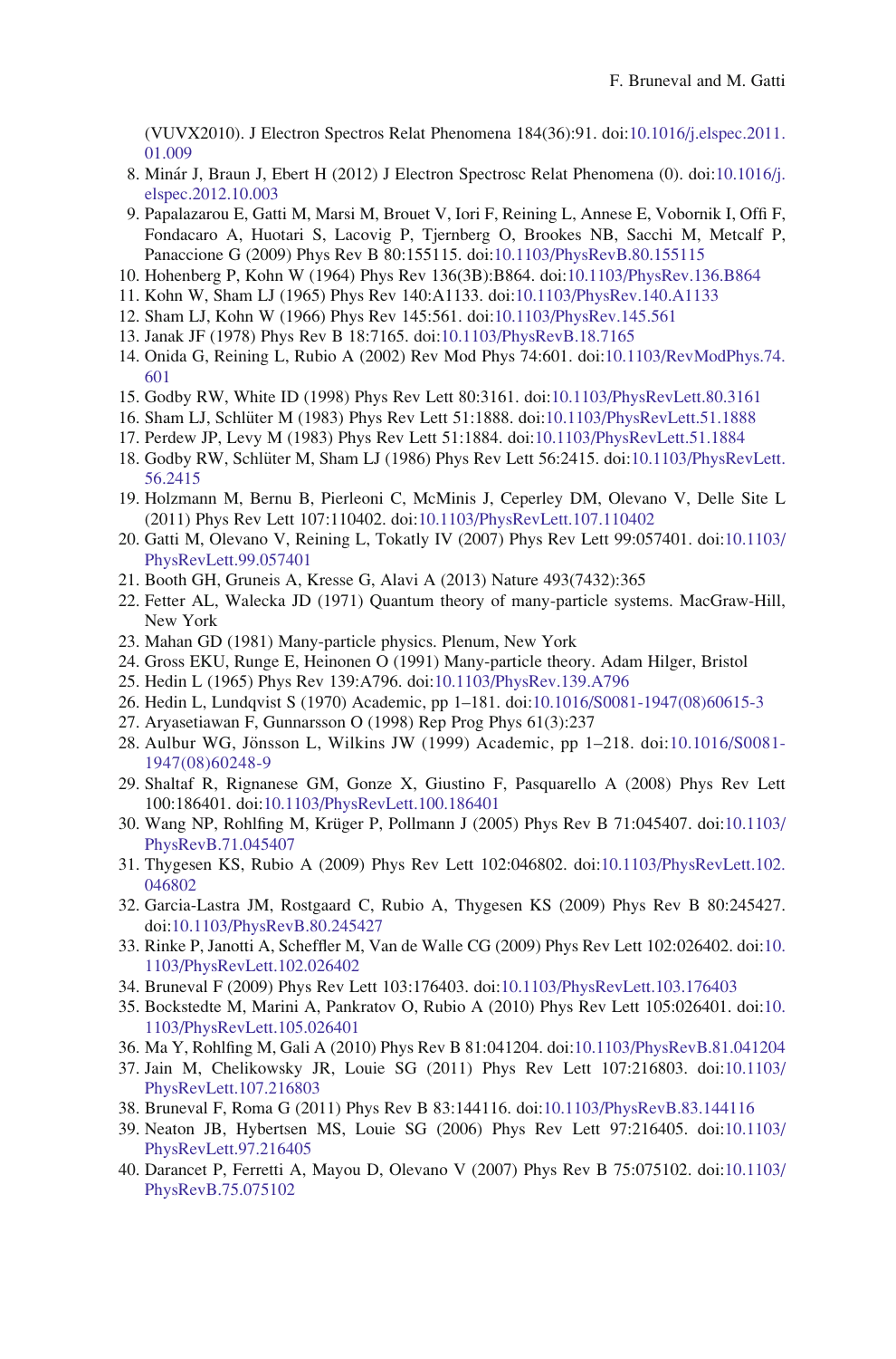(VUVX2010). J Electron Spectros Relat Phenomena 184(36):91. doi:10.1016/j.elspec.2011.01.009

8. Minár J, Braun J, Ebert H (2012) J Electron Spectrosc Relat Phenomena (0). doi:10.1016/j.elspec.2012.10.003
9. Papalazarou E, Gatti M, Marsi M, Brouet V, Iori F, Reining L, Annese E, Vobornik I, Offi F, Fondacaro A, Huotari S, Lacovig P, Tjernberg O, Brookes NB, Sacchi M, Metcalf P, Panaccione G (2009) Phys Rev B 80:155115. doi:10.1103/PhysRevB.80.155115
10. Hohenberg P, Kohn W (1964) Phys Rev 136(3B):B864. doi:10.1103/PhysRev.136.B864
11. Kohn W, Sham LJ (1965) Phys Rev 140:A1133. doi:10.1103/PhysRev.140.A1133
12. Sham LJ, Kohn W (1966) Phys Rev 145:561. doi:10.1103/PhysRev.145.561
13. Janak JF (1978) Phys Rev B 18:7165. doi:10.1103/PhysRevB.18.7165
14. Onida G, Reining L, Rubio A (2002) Rev Mod Phys 74:601. doi:10.1103/RevModPhys.74.601
15. Godby RW, White ID (1998) Phys Rev Lett 80:3161. doi:10.1103/PhysRevLett.80.3161
16. Sham LJ, Schlüter M (1983) Phys Rev Lett 51:1888. doi:10.1103/PhysRevLett.51.1888
17. Perdew JP, Levy M (1983) Phys Rev Lett 51:1884. doi:10.1103/PhysRevLett.51.1884
18. Godby RW, Schlüter M, Sham LJ (1986) Phys Rev Lett 56:2415. doi:10.1103/PhysRevLett.56.2415
19. Holzmann M, Bernu B, Pierleoni C, McMinis J, Ceperley DM, Olevano V, Delle Site L (2011) Phys Rev Lett 107:110402. doi:10.1103/PhysRevLett.107.110402
20. Gatti M, Olevano V, Reining L, Tokatly IV (2007) Phys Rev Lett 99:057401. doi:10.1103/PhysRevLett.99.057401
21. Booth GH, Gruneis A, Kresse G, Alavi A (2013) Nature 493(7432):365
22. Fetter AL, Walecka JD (1971) Quantum theory of many-particle systems. MacGraw-Hill, New York
23. Mahan GD (1981) Many-particle physics. Plenum, New York
24. Gross EKU, Runge E, Heinonen O (1991) Many-particle theory. Adam Hilger, Bristol
25. Hedin L (1965) Phys Rev 139:A796. doi:10.1103/PhysRev.139.A796
26. Hedin L, Lundqvist S (1970) Academic, pp 1–181. doi:10.1016/S0081-1947(08)60615-3
27. Aryasetiawan F, Gunnarsson O (1998) Rep Prog Phys 61(3):237
28. Aulbur WG, Jönsson L, Wilkins JW (1999) Academic, pp 1–218. doi:10.1016/S0081-1947(08)60248-9
29. Shaltaf R, Rignanese GM, Gonze X, Giustino F, Pasquarello A (2008) Phys Rev Lett 100:186401. doi:10.1103/PhysRevLett.100.186401
30. Wang NP, Rohlfing M, Krüger P, Pollmann J (2005) Phys Rev B 71:045407. doi:10.1103/PhysRevB.71.045407
31. Thygesen KS, Rubio A (2009) Phys Rev Lett 102:046802. doi:10.1103/PhysRevLett.102.046802
32. Garcia-Lastra JM, Rostgaard C, Rubio A, Thygesen KS (2009) Phys Rev B 80:245427. doi:10.1103/PhysRevB.80.245427
33. Rinke P, Janotti A, Scheffler M, Van de Walle CG (2009) Phys Rev Lett 102:026402. doi:10.1103/PhysRevLett.102.026402
34. Bruneval F (2009) Phys Rev Lett 103:176403. doi:10.1103/PhysRevLett.103.176403
35. Bockstedte M, Marini A, Pankratov O, Rubio A (2010) Phys Rev Lett 105:026401. doi:10.1103/PhysRevLett.105.026401
36. Ma Y, Rohlfing M, Gali A (2010) Phys Rev B 81:041204. doi:10.1103/PhysRevB.81.041204
37. Jain M, Chelikowsky JR, Louie SG (2011) Phys Rev Lett 107:216803. doi:10.1103/PhysRevLett.107.216803
38. Bruneval F, Roma G (2011) Phys Rev B 83:144116. doi:10.1103/PhysRevB.83.144116
39. Neaton JB, Hybertsen MS, Louie SG (2006) Phys Rev Lett 97:216405. doi:10.1103/PhysRevLett.97.216405
40. Darancet P, Ferretti A, Mayou D, Olevano V (2007) Phys Rev B 75:075102. doi:10.1103/PhysRevB.75.075102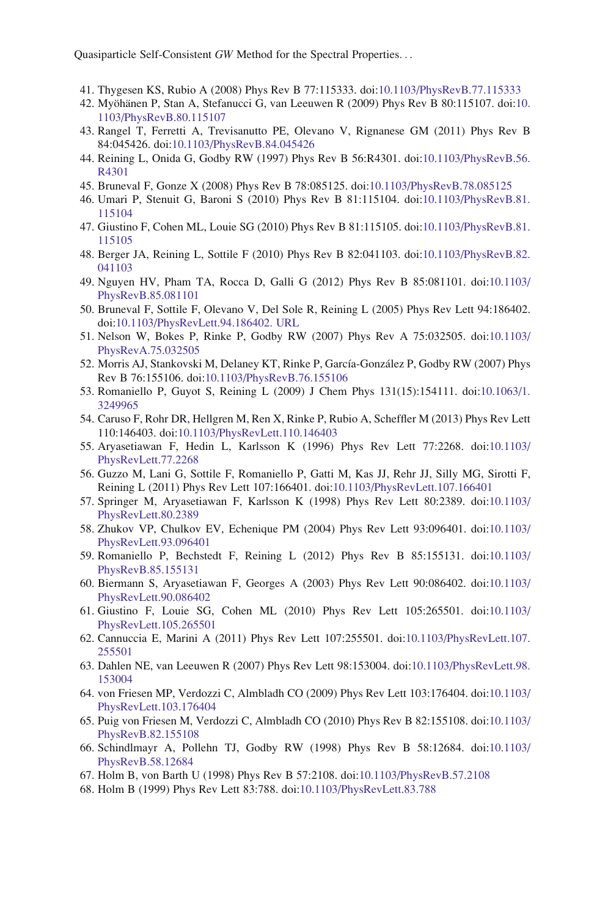41. Thygesen KS, Rubio A (2008) Phys Rev B 77:115333. doi:10.1103/PhysRevB.77.115333
42. Myöhänen P, Stan A, Stefanucci G, van Leeuwen R (2009) Phys Rev B 80:115107. doi:10.1103/PhysRevB.80.115107
43. Rangel T, Ferretti A, Trevisanutto PE, Olevano V, Rignanese GM (2011) Phys Rev B 84:045426. doi:10.1103/PhysRevB.84.045426
44. Reining L, Onida G, Godby RW (1997) Phys Rev B 56:R4301. doi:10.1103/PhysRevB.56.R4301
45. Bruneval F, Gonze X (2008) Phys Rev B 78:085125. doi:10.1103/PhysRevB.78.085125
46. Umari P, Stenuit G, Baroni S (2010) Phys Rev B 81:115104. doi:10.1103/PhysRevB.81.115104
47. Giustino F, Cohen ML, Louie SG (2010) Phys Rev B 81:115105. doi:10.1103/PhysRevB.81.115105
48. Berger JA, Reining L, Sottile F (2010) Phys Rev B 82:041103. doi:10.1103/PhysRevB.82.041103
49. Nguyen HV, Pham TA, Rocca D, Galli G (2012) Phys Rev B 85:081101. doi:10.1103/PhysRevB.85.081101
50. Bruneval F, Sottile F, Olevano V, Del Sole R, Reining L (2005) Phys Rev Lett 94:186402. doi:10.1103/PhysRevLett.94.186402. URL
51. Nelson W, Bokes P, Rinke P, Godby RW (2007) Phys Rev A 75:032505. doi:10.1103/PhysRevA.75.032505
52. Morris AJ, Stankovski M, Delaney KT, Rinke P, García-González P, Godby RW (2007) Phys Rev B 76:155106. doi:10.1103/PhysRevB.76.155106
53. Romaniello P, Guyot S, Reining L (2009) J Chem Phys 131(15):154111. doi:10.1063/1.3249965
54. Caruso F, Rohr DR, Hellgren M, Ren X, Rinke P, Rubio A, Scheffler M (2013) Phys Rev Lett 110:146403. doi:10.1103/PhysRevLett.110.146403
55. Aryasetiawan F, Hedin L, Karlsson K (1996) Phys Rev Lett 77:2268. doi:10.1103/PhysRevLett.77.2268
56. Guzzo M, Lani G, Sottile F, Romaniello P, Gatti M, Kas JJ, Rehr JJ, Silly MG, Sirotti F, Reining L (2011) Phys Rev Lett 107:166401. doi:10.1103/PhysRevLett.107.166401
57. Springer M, Aryasetiawan F, Karlsson K (1998) Phys Rev Lett 80:2389. doi:10.1103/PhysRevLett.80.2389
58. Zhukov VP, Chulkov EV, Echenique PM (2004) Phys Rev Lett 93:096401. doi:10.1103/PhysRevLett.93.096401
59. Romaniello P, Bechstedt F, Reining L (2012) Phys Rev B 85:155131. doi:10.1103/PhysRevB.85.155131
60. Biermann S, Aryasetiawan F, Georges A (2003) Phys Rev Lett 90:086402. doi:10.1103/PhysRevLett.90.086402
61. Giustino F, Louie SG, Cohen ML (2010) Phys Rev Lett 105:265501. doi:10.1103/PhysRevLett.105.265501
62. Cannuccia E, Marini A (2011) Phys Rev Lett 107:255501. doi:10.1103/PhysRevLett.107.255501
63. Dahlen NE, van Leeuwen R (2007) Phys Rev Lett 98:153004. doi:10.1103/PhysRevLett.98.153004
64. von Friesen MP, Verdozzi C, Almbladh CO (2009) Phys Rev Lett 103:176404. doi:10.1103/PhysRevLett.103.176404
65. Puig von Friesen M, Verdozzi C, Almbladh CO (2010) Phys Rev B 82:155108. doi:10.1103/PhysRevB.82.155108
66. Schindlmayr A, Pollehn TJ, Godby RW (1998) Phys Rev B 58:12684. doi:10.1103/PhysRevB.58.12684
67. Holm B, von Barth U (1998) Phys Rev B 57:2108. doi:10.1103/PhysRevB.57.2108
68. Holm B (1999) Phys Rev Lett 83:788. doi:10.1103/PhysRevLett.83.788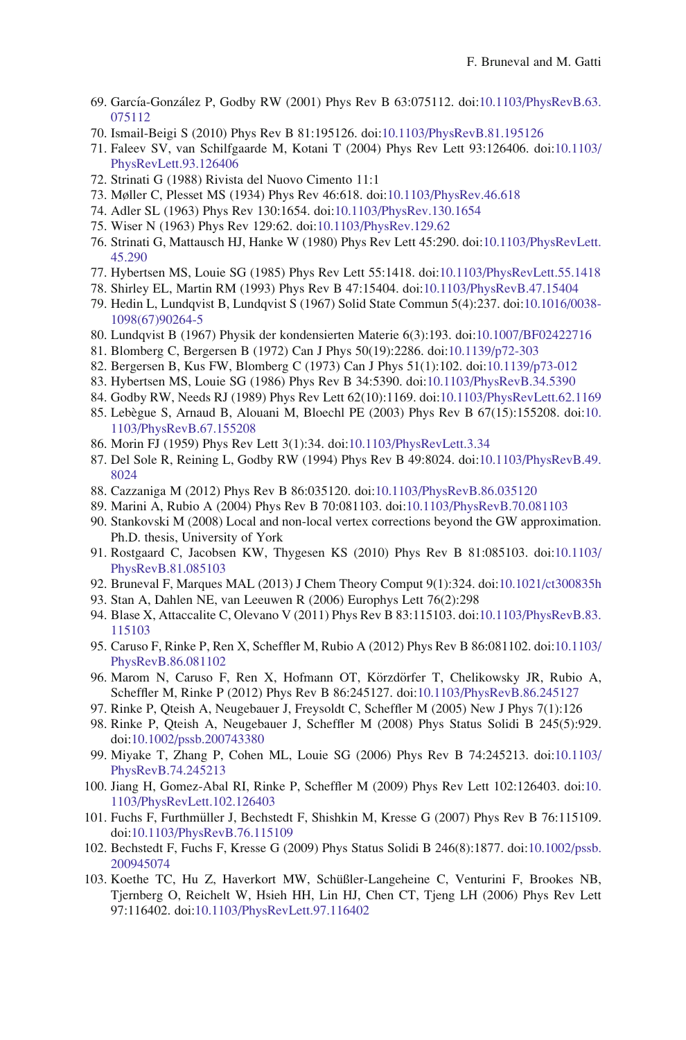69. García-González P, Godby RW (2001) Phys Rev B 63:075112. doi:10.1103/PhysRevB.63.075112
70. Ismail-Beigi S (2010) Phys Rev B 81:195126. doi:10.1103/PhysRevB.81.195126
71. Faleev SV, van Schilfgaarde M, Kotani T (2004) Phys Rev Lett 93:126406. doi:10.1103/PhysRevLett.93.126406
72. Strinati G (1988) Rivista del Nuovo Cimento 11:1
73. Møller C, Plesset MS (1934) Phys Rev 46:618. doi:10.1103/PhysRev.46.618
74. Adler SL (1963) Phys Rev 130:1654. doi:10.1103/PhysRev.130.1654
75. Wiser N (1963) Phys Rev 129:62. doi:10.1103/PhysRev.129.62
76. Strinati G, Mattausch HJ, Hanke W (1980) Phys Rev Lett 45:290. doi:10.1103/PhysRevLett.45.290
77. Hybertsen MS, Louie SG (1985) Phys Rev Lett 55:1418. doi:10.1103/PhysRevLett.55.1418
78. Shirley EL, Martin RM (1993) Phys Rev B 47:15404. doi:10.1103/PhysRevB.47.15404
79. Hedin L, Lundqvist B, Lundqvist S (1967) Solid State Commun 5(4):237. doi:10.1016/0038-1098(67)90264-5
80. Lundqvist B (1967) Physik der kondensierten Materie 6(3):193. doi:10.1007/BF02422716
81. Blomberg C, Bergersen B (1972) Can J Phys 50(19):2286. doi:10.1139/p72-303
82. Bergersen B, Kus FW, Blomberg C (1973) Can J Phys 51(1):102. doi:10.1139/p73-012
83. Hybertsen MS, Louie SG (1986) Phys Rev B 34:5390. doi:10.1103/PhysRevB.34.5390
84. Godby RW, Needs RJ (1989) Phys Rev Lett 62(10):1169. doi:10.1103/PhysRevLett.62.1169
85. Lebègue S, Arnaud B, Alouani M, Bloechl PE (2003) Phys Rev B 67(15):155208. doi:10.1103/PhysRevB.67.155208
86. Morin FJ (1959) Phys Rev Lett 3(1):34. doi:10.1103/PhysRevLett.3.34
87. Del Sole R, Reining L, Godby RW (1994) Phys Rev B 49:8024. doi:10.1103/PhysRevB.49.8024
88. Cazzaniga M (2012) Phys Rev B 86:035120. doi:10.1103/PhysRevB.86.035120
89. Marini A, Rubio A (2004) Phys Rev B 70:081103. doi:10.1103/PhysRevB.70.081103
90. Stankovski M (2008) Local and non-local vertex corrections beyond the GW approximation. Ph.D. thesis, University of York
91. Rostgaard C, Jacobsen KW, Thygesen KS (2010) Phys Rev B 81:085103. doi:10.1103/PhysRevB.81.085103
92. Bruneval F, Marques MAL (2013) J Chem Theory Comput 9(1):324. doi:10.1021/ct300835h
93. Stan A, Dahlen NE, van Leeuwen R (2006) Europhys Lett 76(2):298
94. Blase X, Attaccalite C, Olevano V (2011) Phys Rev B 83:115103. doi:10.1103/PhysRevB.83.115103
95. Caruso F, Rinke P, Ren X, Scheffler M, Rubio A (2012) Phys Rev B 86:081102. doi:10.1103/PhysRevB.86.081102
96. Marom N, Caruso F, Ren X, Hofmann OT, Körzdörfer T, Chelikowsky JR, Rubio A, Scheffler M, Rinke P (2012) Phys Rev B 86:245127. doi:10.1103/PhysRevB.86.245127
97. Rinke P, Qteish A, Neugebauer J, Freysoldt C, Scheffler M (2005) New J Phys 7(1):126
98. Rinke P, Qteish A, Neugebauer J, Scheffler M (2008) Phys Status Solidi B 245(5):929. doi:10.1002/pssb.200743380
99. Miyake T, Zhang P, Cohen ML, Louie SG (2006) Phys Rev B 74:245213. doi:10.1103/PhysRevB.74.245213
100. Jiang H, Gomez-Abal RI, Rinke P, Scheffler M (2009) Phys Rev Lett 102:126403. doi:10.1103/PhysRevLett.102.126403
101. Fuchs F, Furthmüller J, Bechstedt F, Shishkin M, Kresse G (2007) Phys Rev B 76:115109. doi:10.1103/PhysRevB.76.115109
102. Bechstedt F, Fuchs F, Kresse G (2009) Phys Status Solidi B 246(8):1877. doi:10.1002/pssb.200945074
103. Koethe TC, Hu Z, Haverkort MW, Schüßler-Langeheine C, Venturini F, Brookes NB, Tjernberg O, Reichelt W, Hsieh HH, Lin HJ, Chen CT, Tjeng LH (2006) Phys Rev Lett 97:116402. doi:10.1103/PhysRevLett.97.116402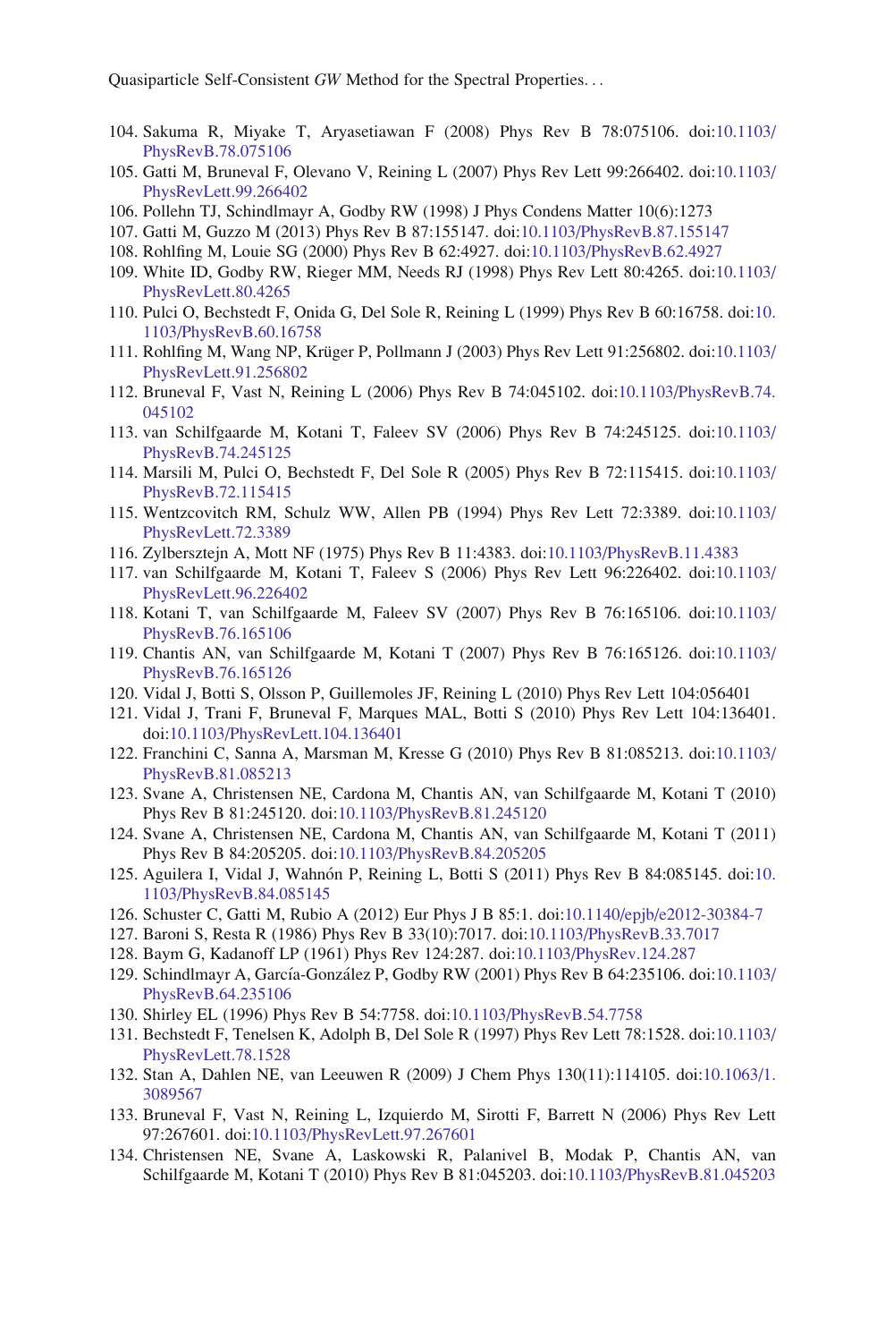104. Sakuma R, Miyake T, Aryasetiawan F (2008) Phys Rev B 78:075106. doi:10.1103/PhysRevB.78.075106
105. Gatti M, Bruneval F, Olevano V, Reining L (2007) Phys Rev Lett 99:266402. doi:10.1103/PhysRevLett.99.266402
106. Pollehn TJ, Schindlmayr A, Godby RW (1998) J Phys Condens Matter 10(6):1273
107. Gatti M, Guzzo M (2013) Phys Rev B 87:155147. doi:10.1103/PhysRevB.87.155147
108. Rohlfing M, Louie SG (2000) Phys Rev B 62:4927. doi:10.1103/PhysRevB.62.4927
109. White ID, Godby RW, Rieger MM, Needs RJ (1998) Phys Rev Lett 80:4265. doi:10.1103/PhysRevLett.80.4265
110. Pulci O, Bechstedt F, Onida G, Del Sole R, Reining L (1999) Phys Rev B 60:16758. doi:10.1103/PhysRevB.60.16758
111. Rohlfing M, Wang NP, Krüger P, Pollmann J (2003) Phys Rev Lett 91:256802. doi:10.1103/PhysRevLett.91.256802
112. Bruneval F, Vast N, Reining L (2006) Phys Rev B 74:045102. doi:10.1103/PhysRevB.74.045102
113. van Schilfgaarde M, Kotani T, Faleev SV (2006) Phys Rev B 74:245125. doi:10.1103/PhysRevB.74.245125
114. Marsili M, Pulci O, Bechstedt F, Del Sole R (2005) Phys Rev B 72:115415. doi:10.1103/PhysRevB.72.115415
115. Wentzcovitch RM, Schulz WW, Allen PB (1994) Phys Rev Lett 72:3389. doi:10.1103/PhysRevLett.72.3389
116. Zylbersztejn A, Mott NF (1975) Phys Rev B 11:4383. doi:10.1103/PhysRevB.11.4383
117. van Schilfgaarde M, Kotani T, Faleev S (2006) Phys Rev Lett 96:226402. doi:10.1103/PhysRevLett.96.226402
118. Kotani T, van Schilfgaarde M, Faleev SV (2007) Phys Rev B 76:165106. doi:10.1103/PhysRevB.76.165106
119. Chantis AN, van Schilfgaarde M, Kotani T (2007) Phys Rev B 76:165126. doi:10.1103/PhysRevB.76.165126
120. Vidal J, Botti S, Olsson P, Guillemoles JF, Reining L (2010) Phys Rev Lett 104:056401
121. Vidal J, Trani F, Bruneval F, Marques MAL, Botti S (2010) Phys Rev Lett 104:136401. doi:10.1103/PhysRevLett.104.136401
122. Franchini C, Sanna A, Marsman M, Kresse G (2010) Phys Rev B 81:085213. doi:10.1103/PhysRevB.81.085213
123. Svane A, Christensen NE, Cardona M, Chantis AN, van Schilfgaarde M, Kotani T (2010) Phys Rev B 81:245120. doi:10.1103/PhysRevB.81.245120
124. Svane A, Christensen NE, Cardona M, Chantis AN, van Schilfgaarde M, Kotani T (2011) Phys Rev B 84:205205. doi:10.1103/PhysRevB.84.205205
125. Aguilera I, Vidal J, Wahnón P, Reining L, Botti S (2011) Phys Rev B 84:085145. doi:10.1103/PhysRevB.84.085145
126. Schuster C, Gatti M, Rubio A (2012) Eur Phys J B 85:1. doi:10.1140/epjb/e2012-30384-7
127. Baroni S, Resta R (1986) Phys Rev B 33(10):7017. doi:10.1103/PhysRevB.33.7017
128. Baym G, Kadanoff LP (1961) Phys Rev 124:287. doi:10.1103/PhysRev.124.287
129. Schindlmayr A, García-González P, Godby RW (2001) Phys Rev B 64:235106. doi:10.1103/PhysRevB.64.235106
130. Shirley EL (1996) Phys Rev B 54:7758. doi:10.1103/PhysRevB.54.7758
131. Bechstedt F, Tenelsen K, Adolph B, Del Sole R (1997) Phys Rev Lett 78:1528. doi:10.1103/PhysRevLett.78.1528
132. Stan A, Dahlen NE, van Leeuwen R (2009) J Chem Phys 130(11):114105. doi:10.1063/1.3089567
133. Bruneval F, Vast N, Reining L, Izquierdo M, Sirotti F, Barrett N (2006) Phys Rev Lett 97:267601. doi:10.1103/PhysRevLett.97.267601
134. Christensen NE, Svane A, Laskowski R, Palanivel B, Modak P, Chantis AN, van Schilfgaarde M, Kotani T (2010) Phys Rev B 81:045203. doi:10.1103/PhysRevB.81.045203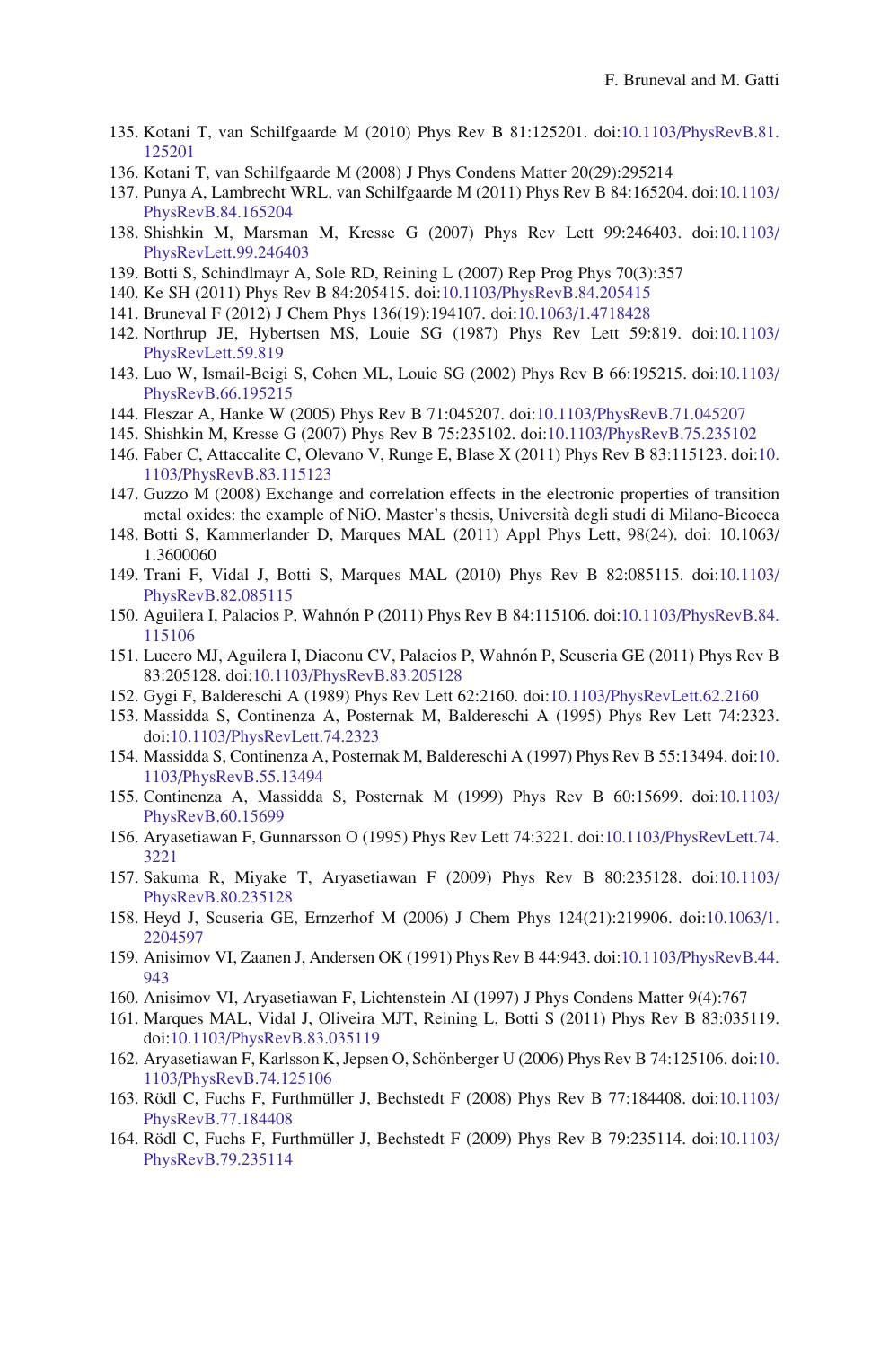135. Kotani T, van Schilfgaarde M (2010) Phys Rev B 81:125201. doi:10.1103/PhysRevB.81.125201
136. Kotani T, van Schilfgaarde M (2008) J Phys Condens Matter 20(29):295214
137. Punya A, Lambrecht WRL, van Schilfgaarde M (2011) Phys Rev B 84:165204. doi:10.1103/PhysRevB.84.165204
138. Shishkin M, Marsman M, Kresse G (2007) Phys Rev Lett 99:246403. doi:10.1103/PhysRevLett.99.246403
139. Botti S, Schindlmayr A, Sole RD, Reining L (2007) Rep Prog Phys 70(3):357
140. Ke SH (2011) Phys Rev B 84:205415. doi:10.1103/PhysRevB.84.205415
141. Bruneval F (2012) J Chem Phys 136(19):194107. doi:10.1063/1.4718428
142. Northrup JE, Hybertsen MS, Louie SG (1987) Phys Rev Lett 59:819. doi:10.1103/PhysRevLett.59.819
143. Luo W, Ismail-Beigi S, Cohen ML, Louie SG (2002) Phys Rev B 66:195215. doi:10.1103/PhysRevB.66.195215
144. Fleszar A, Hanke W (2005) Phys Rev B 71:045207. doi:10.1103/PhysRevB.71.045207
145. Shishkin M, Kresse G (2007) Phys Rev B 75:235102. doi:10.1103/PhysRevB.75.235102
146. Faber C, Attaccalite C, Olevano V, Runge E, Blase X (2011) Phys Rev B 83:115123. doi:10.1103/PhysRevB.83.115123
147. Guzzo M (2008) Exchange and correlation effects in the electronic properties of transition metal oxides: the example of NiO. Master's thesis, Università degli studi di Milano-Bicocca
148. Botti S, Kammerlander D, Marques MAL (2011) Appl Phys Lett, 98(24). doi: 10.1063/1.3600060
149. Trani F, Vidal J, Botti S, Marques MAL (2010) Phys Rev B 82:085115. doi:10.1103/PhysRevB.82.085115
150. Aguilera I, Palacios P, Wahnón P (2011) Phys Rev B 84:115106. doi:10.1103/PhysRevB.84.115106
151. Lucero MJ, Aguilera I, Diaconu CV, Palacios P, Wahnón P, Scuseria GE (2011) Phys Rev B 83:205128. doi:10.1103/PhysRevB.83.205128
152. Gygi F, Baldereschi A (1989) Phys Rev Lett 62:2160. doi:10.1103/PhysRevLett.62.2160
153. Massidda S, Continenza A, Posternak M, Baldereschi A (1995) Phys Rev Lett 74:2323. doi:10.1103/PhysRevLett.74.2323
154. Massidda S, Continenza A, Posternak M, Baldereschi A (1997) Phys Rev B 55:13494. doi:10.1103/PhysRevB.55.13494
155. Continenza A, Massidda S, Posternak M (1999) Phys Rev B 60:15699. doi:10.1103/PhysRevB.60.15699
156. Aryasetiawan F, Gunnarsson O (1995) Phys Rev Lett 74:3221. doi:10.1103/PhysRevLett.74.3221
157. Sakuma R, Miyake T, Aryasetiawan F (2009) Phys Rev B 80:235128. doi:10.1103/PhysRevB.80.235128
158. Heyd J, Scuseria GE, Ernzerhof M (2006) J Chem Phys 124(21):219906. doi:10.1063/1.2204597
159. Anisimov VI, Zaanen J, Andersen OK (1991) Phys Rev B 44:943. doi:10.1103/PhysRevB.44.943
160. Anisimov VI, Aryasetiawan F, Lichtenstein AI (1997) J Phys Condens Matter 9(4):767
161. Marques MAL, Vidal J, Oliveira MJT, Reining L, Botti S (2011) Phys Rev B 83:035119. doi:10.1103/PhysRevB.83.035119
162. Aryasetiawan F, Karlsson K, Jepsen O, Schönberger U (2006) Phys Rev B 74:125106. doi:10.1103/PhysRevB.74.125106
163. Rödl C, Fuchs F, Furthmüller J, Bechstedt F (2008) Phys Rev B 77:184408. doi:10.1103/PhysRevB.77.184408
164. Rödl C, Fuchs F, Furthmüller J, Bechstedt F (2009) Phys Rev B 79:235114. doi:10.1103/PhysRevB.79.235114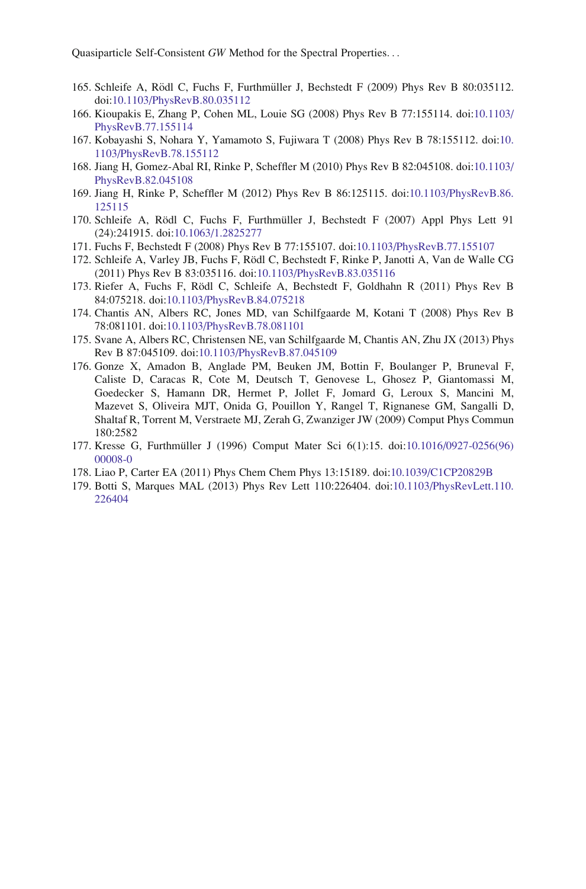165. Schleife A, Rödl C, Fuchs F, Furthmüller J, Bechstedt F (2009) Phys Rev B 80:035112. doi:10.1103/PhysRevB.80.035112
166. Kioupakis E, Zhang P, Cohen ML, Louie SG (2008) Phys Rev B 77:155114. doi:10.1103/PhysRevB.77.155114
167. Kobayashi S, Nohara Y, Yamamoto S, Fujiwara T (2008) Phys Rev B 78:155112. doi:10.1103/PhysRevB.78.155112
168. Jiang H, Gomez-Abal RI, Rinke P, Scheffler M (2010) Phys Rev B 82:045108. doi:10.1103/PhysRevB.82.045108
169. Jiang H, Rinke P, Scheffler M (2012) Phys Rev B 86:125115. doi:10.1103/PhysRevB.86.125115
170. Schleife A, Rödl C, Fuchs F, Furthmüller J, Bechstedt F (2007) Appl Phys Lett 91 (24):241915. doi:10.1063/1.2825277
171. Fuchs F, Bechstedt F (2008) Phys Rev B 77:155107. doi:10.1103/PhysRevB.77.155107
172. Schleife A, Varley JB, Fuchs F, Rödl C, Bechstedt F, Rinke P, Janotti A, Van de Walle CG (2011) Phys Rev B 83:035116. doi:10.1103/PhysRevB.83.035116
173. Riefer A, Fuchs F, Rödl C, Schleife A, Bechstedt F, Goldhahn R (2011) Phys Rev B 84:075218. doi:10.1103/PhysRevB.84.075218
174. Chantis AN, Albers RC, Jones MD, van Schilfgaarde M, Kotani T (2008) Phys Rev B 78:081101. doi:10.1103/PhysRevB.78.081101
175. Svane A, Albers RC, Christensen NE, van Schilfgaarde M, Chantis AN, Zhu JX (2013) Phys Rev B 87:045109. doi:10.1103/PhysRevB.87.045109
176. Gonze X, Amadon B, Anglade PM, Beuken JM, Bottin F, Boulanger P, Bruneval F, Caliste D, Caracas R, Cote M, Deutsch T, Genovese L, Ghosez P, Giantomassi M, Goedecker S, Hamann DR, Hermet P, Jollet F, Jomard G, Leroux S, Mancini M, Mazevet S, Oliveira MJT, Onida G, Pouillon Y, Rangel T, Rignanese GM, Sangalli D, Shaltaf R, Torrent M, Verstraete MJ, Zerah G, Zwanziger JW (2009) Comput Phys Commun 180:2582
177. Kresse G, Furthmüller J (1996) Comput Mater Sci 6(1):15. doi:10.1016/0927-0256(96)00008-0
178. Liao P, Carter EA (2011) Phys Chem Chem Phys 13:15189. doi:10.1039/C1CP20829B
179. Botti S, Marques MAL (2013) Phys Rev Lett 110:226404. doi:10.1103/PhysRevLett.110.226404